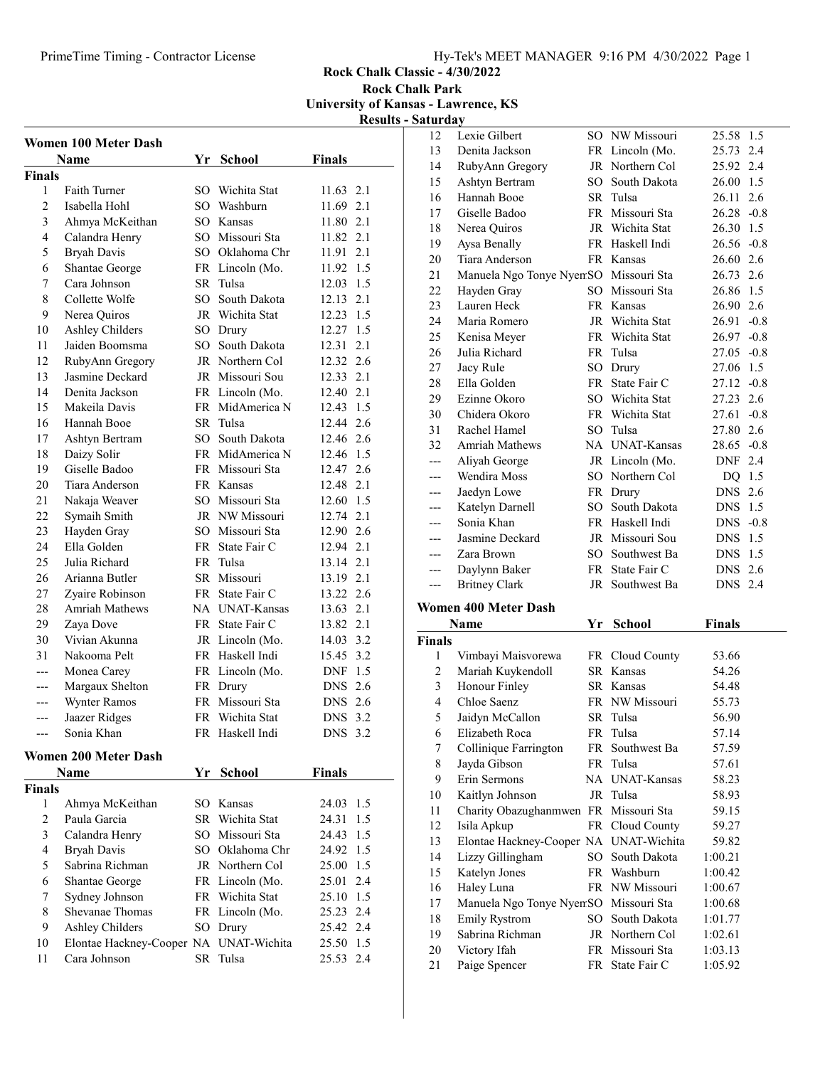Rock Chalk Classic - 4/30/2022
Rock Chalk Park
University of Kansas - Lawrence, KS
Results - Saturday

## Women 100 Meter Dash

| | Name | Yr | School | Finals | |
|---|---|---|---|---|---|
| **Finals** | | | | | |
| 1 | Faith Turner | SO | Wichita Stat | 11.63 | 2.1 |
| 2 | Isabella Hohl | SO | Washburn | 11.69 | 2.1 |
| 3 | Ahmya McKeithan | SO | Kansas | 11.80 | 2.1 |
| 4 | Calandra Henry | SO | Missouri Sta | 11.82 | 2.1 |
| 5 | Bryah Davis | SO | Oklahoma Chr | 11.91 | 2.1 |
| 6 | Shantae George | FR | Lincoln (Mo. | 11.92 | 1.5 |
| 7 | Cara Johnson | SR | Tulsa | 12.03 | 1.5 |
| 8 | Collette Wolfe | SO | South Dakota | 12.13 | 2.1 |
| 9 | Nerea Quiros | JR | Wichita Stat | 12.23 | 1.5 |
| 10 | Ashley Childers | SO | Drury | 12.27 | 1.5 |
| 11 | Jaiden Boomsma | SO | South Dakota | 12.31 | 2.1 |
| 12 | RubyAnn Gregory | JR | Northern Col | 12.32 | 2.6 |
| 13 | Jasmine Deckard | JR | Missouri Sou | 12.33 | 2.1 |
| 14 | Denita Jackson | FR | Lincoln (Mo. | 12.40 | 2.1 |
| 15 | Makeila Davis | FR | MidAmerica N | 12.43 | 1.5 |
| 16 | Hannah Booe | SR | Tulsa | 12.44 | 2.6 |
| 17 | Ashtyn Bertram | SO | South Dakota | 12.46 | 2.6 |
| 18 | Daizy Solir | FR | MidAmerica N | 12.46 | 1.5 |
| 19 | Giselle Badoo | FR | Missouri Sta | 12.47 | 2.6 |
| 20 | Tiara Anderson | FR | Kansas | 12.48 | 2.1 |
| 21 | Nakaja Weaver | SO | Missouri Sta | 12.60 | 1.5 |
| 22 | Symaih Smith | JR | NW Missouri | 12.74 | 2.1 |
| 23 | Hayden Gray | SO | Missouri Sta | 12.90 | 2.6 |
| 24 | Ella Golden | FR | State Fair C | 12.94 | 2.1 |
| 25 | Julia Richard | FR | Tulsa | 13.14 | 2.1 |
| 26 | Arianna Butler | SR | Missouri | 13.19 | 2.1 |
| 27 | Zyaire Robinson | FR | State Fair C | 13.22 | 2.6 |
| 28 | Amriah Mathews | NA | UNAT-Kansas | 13.63 | 2.1 |
| 29 | Zaya Dove | FR | State Fair C | 13.82 | 2.1 |
| 30 | Vivian Akunna | JR | Lincoln (Mo. | 14.03 | 3.2 |
| 31 | Nakooma Pelt | FR | Haskell Indi | 15.45 | 3.2 |
| --- | Monea Carey | FR | Lincoln (Mo. | DNF | 1.5 |
| --- | Margaux Shelton | FR | Drury | DNS | 2.6 |
| --- | Wynter Ramos | FR | Missouri Sta | DNS | 2.6 |
| --- | Jaazer Ridges | FR | Wichita Stat | DNS | 3.2 |
| --- | Sonia Khan | FR | Haskell Indi | DNS | 3.2 |

## Women 200 Meter Dash

| | Name | Yr | School | Finals | |
|---|---|---|---|---|---|
| **Finals** | | | | | |
| 1 | Ahmya McKeithan | SO | Kansas | 24.03 | 1.5 |
| 2 | Paula Garcia | SR | Wichita Stat | 24.31 | 1.5 |
| 3 | Calandra Henry | SO | Missouri Sta | 24.43 | 1.5 |
| 4 | Bryah Davis | SO | Oklahoma Chr | 24.92 | 1.5 |
| 5 | Sabrina Richman | JR | Northern Col | 25.00 | 1.5 |
| 6 | Shantae George | FR | Lincoln (Mo. | 25.01 | 2.4 |
| 7 | Sydney Johnson | FR | Wichita Stat | 25.10 | 1.5 |
| 8 | Shevanae Thomas | FR | Lincoln (Mo. | 25.23 | 2.4 |
| 9 | Ashley Childers | SO | Drury | 25.42 | 2.4 |
| 10 | Elontae Hackney-Cooper | NA | UNAT-Wichita | 25.50 | 1.5 |
| 11 | Cara Johnson | SR | Tulsa | 25.53 | 2.4 |
| 12 | Lexie Gilbert | SO | NW Missouri | 25.58 | 1.5 |
| 13 | Denita Jackson | FR | Lincoln (Mo. | 25.73 | 2.4 |
| 14 | RubyAnn Gregory | JR | Northern Col | 25.92 | 2.4 |
| 15 | Ashtyn Bertram | SO | South Dakota | 26.00 | 1.5 |
| 16 | Hannah Booe | SR | Tulsa | 26.11 | 2.6 |
| 17 | Giselle Badoo | FR | Missouri Sta | 26.28 | -0.8 |
| 18 | Nerea Quiros | JR | Wichita Stat | 26.30 | 1.5 |
| 19 | Aysa Benally | FR | Haskell Indi | 26.56 | -0.8 |
| 20 | Tiara Anderson | FR | Kansas | 26.60 | 2.6 |
| 21 | Manuela Ngo Tonye Nyem | SO | Missouri Sta | 26.73 | 2.6 |
| 22 | Hayden Gray | SO | Missouri Sta | 26.86 | 1.5 |
| 23 | Lauren Heck | FR | Kansas | 26.90 | 2.6 |
| 24 | Maria Romero | JR | Wichita Stat | 26.91 | -0.8 |
| 25 | Kenisa Meyer | FR | Wichita Stat | 26.97 | -0.8 |
| 26 | Julia Richard | FR | Tulsa | 27.05 | -0.8 |
| 27 | Jacy Rule | SO | Drury | 27.06 | 1.5 |
| 28 | Ella Golden | FR | State Fair C | 27.12 | -0.8 |
| 29 | Ezinne Okoro | SO | Wichita Stat | 27.23 | 2.6 |
| 30 | Chidera Okoro | FR | Wichita Stat | 27.61 | -0.8 |
| 31 | Rachel Hamel | SO | Tulsa | 27.80 | 2.6 |
| 32 | Amriah Mathews | NA | UNAT-Kansas | 28.65 | -0.8 |
| --- | Aliyah George | JR | Lincoln (Mo. | DNF | 2.4 |
| --- | Wendira Moss | SO | Northern Col | DQ | 1.5 |
| --- | Jaedyn Lowe | FR | Drury | DNS | 2.6 |
| --- | Katelyn Darnell | SO | South Dakota | DNS | 1.5 |
| --- | Sonia Khan | FR | Haskell Indi | DNS | -0.8 |
| --- | Jasmine Deckard | JR | Missouri Sou | DNS | 1.5 |
| --- | Zara Brown | SO | Southwest Ba | DNS | 1.5 |
| --- | Daylynn Baker | FR | State Fair C | DNS | 2.6 |
| --- | Britney Clark | JR | Southwest Ba | DNS | 2.4 |

## Women 400 Meter Dash

| | Name | Yr | School | Finals |
|---|---|---|---|---|
| **Finals** | | | | |
| 1 | Vimbayi Maisvorewa | FR | Cloud County | 53.66 |
| 2 | Mariah Kuykendoll | SR | Kansas | 54.26 |
| 3 | Honour Finley | SR | Kansas | 54.48 |
| 4 | Chloe Saenz | FR | NW Missouri | 55.73 |
| 5 | Jaidyn McCallon | SR | Tulsa | 56.90 |
| 6 | Elizabeth Roca | FR | Tulsa | 57.14 |
| 7 | Collinique Farrington | FR | Southwest Ba | 57.59 |
| 8 | Jayda Gibson | FR | Tulsa | 57.61 |
| 9 | Erin Sermons | NA | UNAT-Kansas | 58.23 |
| 10 | Kaitlyn Johnson | JR | Tulsa | 58.93 |
| 11 | Charity Obazughanmwen | FR | Missouri Sta | 59.15 |
| 12 | Isila Apkup | FR | Cloud County | 59.27 |
| 13 | Elontae Hackney-Cooper | NA | UNAT-Wichita | 59.82 |
| 14 | Lizzy Gillingham | SO | South Dakota | 1:00.21 |
| 15 | Katelyn Jones | FR | Washburn | 1:00.42 |
| 16 | Haley Luna | FR | NW Missouri | 1:00.67 |
| 17 | Manuela Ngo Tonye Nyem | SO | Missouri Sta | 1:00.68 |
| 18 | Emily Rystrom | SO | South Dakota | 1:01.77 |
| 19 | Sabrina Richman | JR | Northern Col | 1:02.61 |
| 20 | Victory Ifah | FR | Missouri Sta | 1:03.13 |
| 21 | Paige Spencer | FR | State Fair C | 1:05.92 |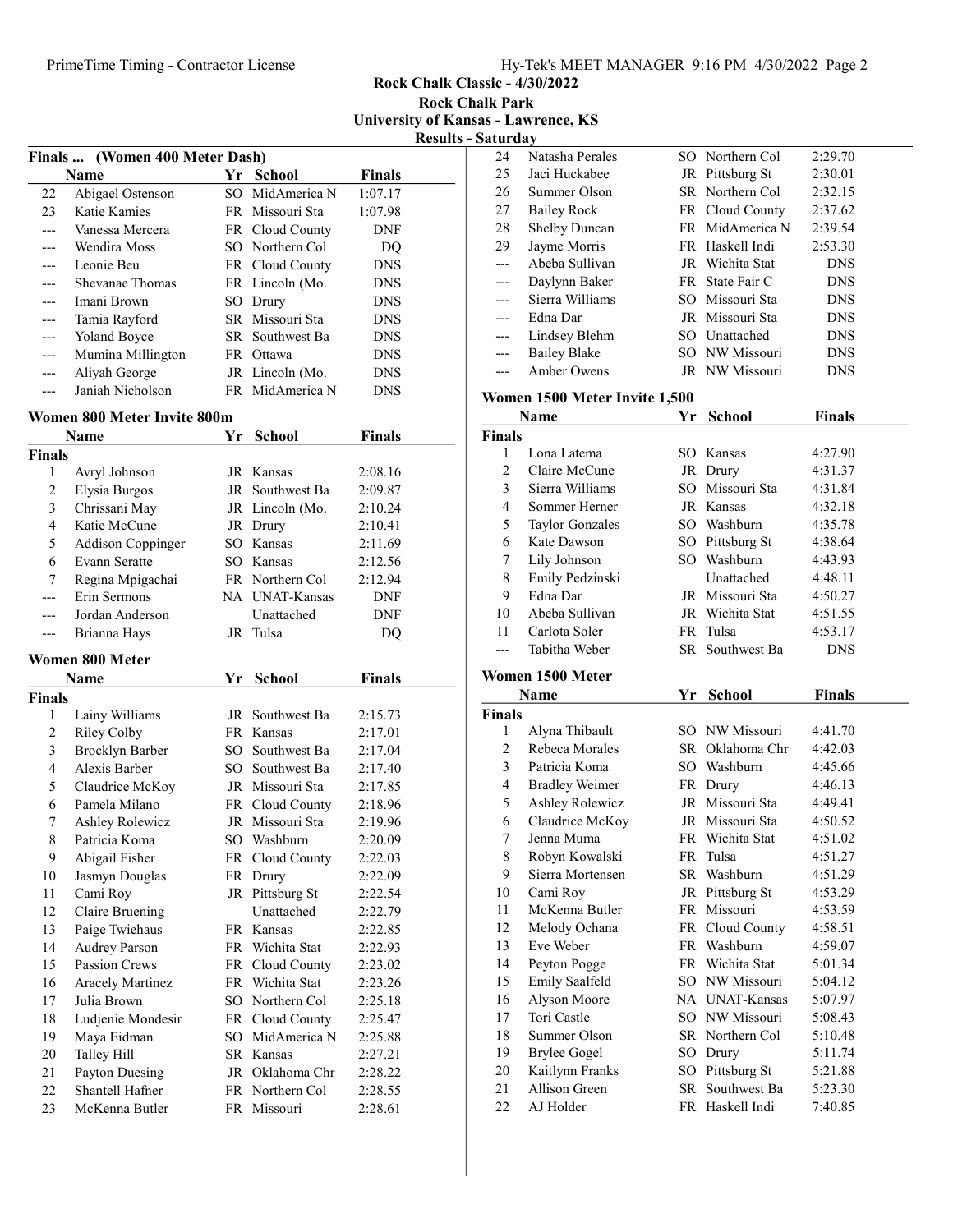Rock Chalk Classic - 4/30/2022
Rock Chalk Park
University of Kansas - Lawrence, KS
Results - Saturday

### Finals ... (Women 400 Meter Dash)

| | Name | Yr | School | Finals |
|---|---|---|---|---|
| 22 | Abigael Ostenson | SO | MidAmerica N | 1:07.17 |
| 23 | Katie Kamies | FR | Missouri Sta | 1:07.98 |
| --- | Vanessa Mercera | FR | Cloud County | DNF |
| --- | Wendira Moss | SO | Northern Col | DQ |
| --- | Leonie Beu | FR | Cloud County | DNS |
| --- | Shevanae Thomas | FR | Lincoln (Mo. | DNS |
| --- | Imani Brown | SO | Drury | DNS |
| --- | Tamia Rayford | SR | Missouri Sta | DNS |
| --- | Yoland Boyce | SR | Southwest Ba | DNS |
| --- | Mumina Millington | FR | Ottawa | DNS |
| --- | Aliyah George | JR | Lincoln (Mo. | DNS |
| --- | Janiah Nicholson | FR | MidAmerica N | DNS |

### Women 800 Meter Invite 800m

**Finals**

| | Name | Yr | School | Finals |
|---|---|---|---|---|
| 1 | Avryl Johnson | JR | Kansas | 2:08.16 |
| 2 | Elysia Burgos | JR | Southwest Ba | 2:09.87 |
| 3 | Chrissani May | JR | Lincoln (Mo. | 2:10.24 |
| 4 | Katie McCune | JR | Drury | 2:10.41 |
| 5 | Addison Coppinger | SO | Kansas | 2:11.69 |
| 6 | Evann Seratte | SO | Kansas | 2:12.56 |
| 7 | Regina Mpigachai | FR | Northern Col | 2:12.94 |
| --- | Erin Sermons | NA | UNAT-Kansas | DNF |
| --- | Jordan Anderson | | Unattached | DNF |
| --- | Brianna Hays | JR | Tulsa | DQ |

### Women 800 Meter

**Finals**

| | Name | Yr | School | Finals |
|---|---|---|---|---|
| 1 | Lainy Williams | JR | Southwest Ba | 2:15.73 |
| 2 | Riley Colby | FR | Kansas | 2:17.01 |
| 3 | Brocklyn Barber | SO | Southwest Ba | 2:17.04 |
| 4 | Alexis Barber | SO | Southwest Ba | 2:17.40 |
| 5 | Claudrice McKoy | JR | Missouri Sta | 2:17.85 |
| 6 | Pamela Milano | FR | Cloud County | 2:18.96 |
| 7 | Ashley Rolewicz | JR | Missouri Sta | 2:19.96 |
| 8 | Patricia Koma | SO | Washburn | 2:20.09 |
| 9 | Abigail Fisher | FR | Cloud County | 2:22.03 |
| 10 | Jasmyn Douglas | FR | Drury | 2:22.09 |
| 11 | Cami Roy | JR | Pittsburg St | 2:22.54 |
| 12 | Claire Bruening | | Unattached | 2:22.79 |
| 13 | Paige Twiehaus | FR | Kansas | 2:22.85 |
| 14 | Audrey Parson | FR | Wichita Stat | 2:22.93 |
| 15 | Passion Crews | FR | Cloud County | 2:23.02 |
| 16 | Aracely Martinez | FR | Wichita Stat | 2:23.26 |
| 17 | Julia Brown | SO | Northern Col | 2:25.18 |
| 18 | Ludjenie Mondesir | FR | Cloud County | 2:25.47 |
| 19 | Maya Eidman | SO | MidAmerica N | 2:25.88 |
| 20 | Talley Hill | SR | Kansas | 2:27.21 |
| 21 | Payton Duesing | JR | Oklahoma Chr | 2:28.22 |
| 22 | Shantell Hafner | FR | Northern Col | 2:28.55 |
| 23 | McKenna Butler | FR | Missouri | 2:28.61 |
| 24 | Natasha Perales | SO | Northern Col | 2:29.70 |
| 25 | Jaci Huckabee | JR | Pittsburg St | 2:30.01 |
| 26 | Summer Olson | SR | Northern Col | 2:32.15 |
| 27 | Bailey Rock | FR | Cloud County | 2:37.62 |
| 28 | Shelby Duncan | FR | MidAmerica N | 2:39.54 |
| 29 | Jayme Morris | FR | Haskell Indi | 2:53.30 |
| --- | Abeba Sullivan | JR | Wichita Stat | DNS |
| --- | Daylynn Baker | FR | State Fair C | DNS |
| --- | Sierra Williams | SO | Missouri Sta | DNS |
| --- | Edna Dar | JR | Missouri Sta | DNS |
| --- | Lindsey Blehm | SO | Unattached | DNS |
| --- | Bailey Blake | SO | NW Missouri | DNS |
| --- | Amber Owens | JR | NW Missouri | DNS |

### Women 1500 Meter Invite 1,500

**Finals**

| | Name | Yr | School | Finals |
|---|---|---|---|---|
| 1 | Lona Latema | SO | Kansas | 4:27.90 |
| 2 | Claire McCune | JR | Drury | 4:31.37 |
| 3 | Sierra Williams | SO | Missouri Sta | 4:31.84 |
| 4 | Sommer Herner | JR | Kansas | 4:32.18 |
| 5 | Taylor Gonzales | SO | Washburn | 4:35.78 |
| 6 | Kate Dawson | SO | Pittsburg St | 4:38.64 |
| 7 | Lily Johnson | SO | Washburn | 4:43.93 |
| 8 | Emily Pedzinski | | Unattached | 4:48.11 |
| 9 | Edna Dar | JR | Missouri Sta | 4:50.27 |
| 10 | Abeba Sullivan | JR | Wichita Stat | 4:51.55 |
| 11 | Carlota Soler | FR | Tulsa | 4:53.17 |
| --- | Tabitha Weber | SR | Southwest Ba | DNS |

### Women 1500 Meter

**Finals**

| | Name | Yr | School | Finals |
|---|---|---|---|---|
| 1 | Alyna Thibault | SO | NW Missouri | 4:41.70 |
| 2 | Rebeca Morales | SR | Oklahoma Chr | 4:42.03 |
| 3 | Patricia Koma | SO | Washburn | 4:45.66 |
| 4 | Bradley Weimer | FR | Drury | 4:46.13 |
| 5 | Ashley Rolewicz | JR | Missouri Sta | 4:49.41 |
| 6 | Claudrice McKoy | JR | Missouri Sta | 4:50.52 |
| 7 | Jenna Muma | FR | Wichita Stat | 4:51.02 |
| 8 | Robyn Kowalski | FR | Tulsa | 4:51.27 |
| 9 | Sierra Mortensen | SR | Washburn | 4:51.29 |
| 10 | Cami Roy | JR | Pittsburg St | 4:53.29 |
| 11 | McKenna Butler | FR | Missouri | 4:53.59 |
| 12 | Melody Ochana | FR | Cloud County | 4:58.51 |
| 13 | Eve Weber | FR | Washburn | 4:59.07 |
| 14 | Peyton Pogge | FR | Wichita Stat | 5:01.34 |
| 15 | Emily Saalfeld | SO | NW Missouri | 5:04.12 |
| 16 | Alyson Moore | NA | UNAT-Kansas | 5:07.97 |
| 17 | Tori Castle | SO | NW Missouri | 5:08.43 |
| 18 | Summer Olson | SR | Northern Col | 5:10.48 |
| 19 | Brylee Gogel | SO | Drury | 5:11.74 |
| 20 | Kaitlynn Franks | SO | Pittsburg St | 5:21.88 |
| 21 | Allison Green | SR | Southwest Ba | 5:23.30 |
| 22 | AJ Holder | FR | Haskell Indi | 7:40.85 |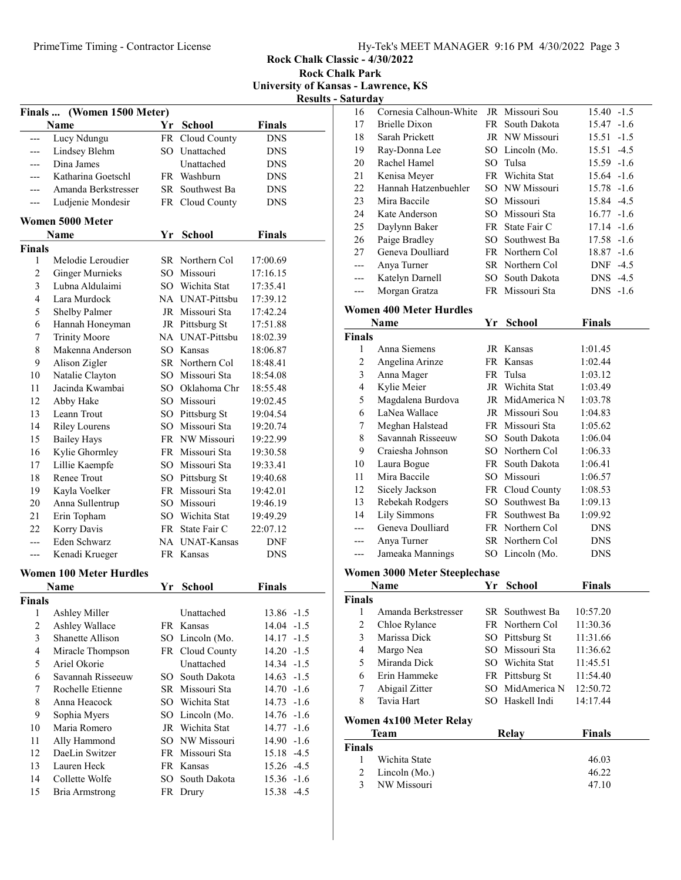Rock Chalk Classic - 4/30/2022

Rock Chalk Park

University of Kansas - Lawrence, KS

Results - Saturday

## Finals ... (Women 1500 Meter)

| | Name | Yr | School | Finals |
|---|---|---|---|---|
| --- | Lucy Ndungu | FR | Cloud County | DNS |
| --- | Lindsey Blehm | SO | Unattached | DNS |
| --- | Dina James | | Unattached | DNS |
| --- | Katharina Goetschl | FR | Washburn | DNS |
| --- | Amanda Berkstresser | SR | Southwest Ba | DNS |
| --- | Ludjenie Mondesir | FR | Cloud County | DNS |

## Women 5000 Meter

**Finals**

| | Name | Yr | School | Finals |
|---|---|---|---|---|
| 1 | Melodie Leroudier | SR | Northern Col | 17:00.69 |
| 2 | Ginger Murnieks | SO | Missouri | 17:16.15 |
| 3 | Lubna Aldulaimi | SO | Wichita Stat | 17:35.41 |
| 4 | Lara Murdock | NA | UNAT-Pittsbu | 17:39.12 |
| 5 | Shelby Palmer | JR | Missouri Sta | 17:42.24 |
| 6 | Hannah Honeyman | JR | Pittsburg St | 17:51.88 |
| 7 | Trinity Moore | NA | UNAT-Pittsbu | 18:02.39 |
| 8 | Makenna Anderson | SO | Kansas | 18:06.87 |
| 9 | Alison Zigler | SR | Northern Col | 18:48.41 |
| 10 | Natalie Clayton | SO | Missouri Sta | 18:54.08 |
| 11 | Jacinda Kwambai | SO | Oklahoma Chr | 18:55.48 |
| 12 | Abby Hake | SO | Missouri | 19:02.45 |
| 13 | Leann Trout | SO | Pittsburg St | 19:04.54 |
| 14 | Riley Lourens | SO | Missouri Sta | 19:20.74 |
| 15 | Bailey Hays | FR | NW Missouri | 19:22.99 |
| 16 | Kylie Ghormley | FR | Missouri Sta | 19:30.58 |
| 17 | Lillie Kaempfe | SO | Missouri Sta | 19:33.41 |
| 18 | Renee Trout | SO | Pittsburg St | 19:40.68 |
| 19 | Kayla Voelker | FR | Missouri Sta | 19:42.01 |
| 20 | Anna Sullentrup | SO | Missouri | 19:46.19 |
| 21 | Erin Topham | SO | Wichita Stat | 19:49.29 |
| 22 | Korry Davis | FR | State Fair C | 22:07.12 |
| --- | Eden Schwarz | NA | UNAT-Kansas | DNF |
| --- | Kenadi Krueger | FR | Kansas | DNS |

## Women 100 Meter Hurdles

**Finals**

| | Name | Yr | School | Finals | Wind |
|---|---|---|---|---|---|
| 1 | Ashley Miller | | Unattached | 13.86 | -1.5 |
| 2 | Ashley Wallace | FR | Kansas | 14.04 | -1.5 |
| 3 | Shanette Allison | SO | Lincoln (Mo. | 14.17 | -1.5 |
| 4 | Miracle Thompson | FR | Cloud County | 14.20 | -1.5 |
| 5 | Ariel Okorie | | Unattached | 14.34 | -1.5 |
| 6 | Savannah Risseeuw | SO | South Dakota | 14.63 | -1.5 |
| 7 | Rochelle Etienne | SR | Missouri Sta | 14.70 | -1.6 |
| 8 | Anna Heacock | SO | Wichita Stat | 14.73 | -1.6 |
| 9 | Sophia Myers | SO | Lincoln (Mo. | 14.76 | -1.6 |
| 10 | Maria Romero | JR | Wichita Stat | 14.77 | -1.6 |
| 11 | Ally Hammond | SO | NW Missouri | 14.90 | -1.6 |
| 12 | DaeLin Switzer | FR | Missouri Sta | 15.18 | -4.5 |
| 13 | Lauren Heck | FR | Kansas | 15.26 | -4.5 |
| 14 | Collette Wolfe | SO | South Dakota | 15.36 | -1.6 |
| 15 | Bria Armstrong | FR | Drury | 15.38 | -4.5 |
| 16 | Cornesia Calhoun-White | JR | Missouri Sou | 15.40 | -1.5 |
| 17 | Brielle Dixon | FR | South Dakota | 15.47 | -1.6 |
| 18 | Sarah Prickett | JR | NW Missouri | 15.51 | -1.5 |
| 19 | Ray-Donna Lee | SO | Lincoln (Mo. | 15.51 | -4.5 |
| 20 | Rachel Hamel | SO | Tulsa | 15.59 | -1.6 |
| 21 | Kenisa Meyer | FR | Wichita Stat | 15.64 | -1.6 |
| 22 | Hannah Hatzenbuehler | SO | NW Missouri | 15.78 | -1.6 |
| 23 | Mira Baccile | SO | Missouri | 15.84 | -4.5 |
| 24 | Kate Anderson | SO | Missouri Sta | 16.77 | -1.6 |
| 25 | Daylynn Baker | FR | State Fair C | 17.14 | -1.6 |
| 26 | Paige Bradley | SO | Southwest Ba | 17.58 | -1.6 |
| 27 | Geneva Doulliard | FR | Northern Col | 18.87 | -1.6 |
| --- | Anya Turner | SR | Northern Col | DNF | -4.5 |
| --- | Katelyn Darnell | SO | South Dakota | DNS | -4.5 |
| --- | Morgan Gratza | FR | Missouri Sta | DNS | -1.6 |

## Women 400 Meter Hurdles

**Finals**

| | Name | Yr | School | Finals |
|---|---|---|---|---|
| 1 | Anna Siemens | JR | Kansas | 1:01.45 |
| 2 | Angelina Arinze | FR | Kansas | 1:02.44 |
| 3 | Anna Mager | FR | Tulsa | 1:03.12 |
| 4 | Kylie Meier | JR | Wichita Stat | 1:03.49 |
| 5 | Magdalena Burdova | JR | MidAmerica N | 1:03.78 |
| 6 | LaNea Wallace | JR | Missouri Sou | 1:04.83 |
| 7 | Meghan Halstead | FR | Missouri Sta | 1:05.62 |
| 8 | Savannah Risseeuw | SO | South Dakota | 1:06.04 |
| 9 | Craiesha Johnson | SO | Northern Col | 1:06.33 |
| 10 | Laura Bogue | FR | South Dakota | 1:06.41 |
| 11 | Mira Baccile | SO | Missouri | 1:06.57 |
| 12 | Sicely Jackson | FR | Cloud County | 1:08.53 |
| 13 | Rebekah Rodgers | SO | Southwest Ba | 1:09.13 |
| 14 | Lily Simmons | FR | Southwest Ba | 1:09.92 |
| --- | Geneva Doulliard | FR | Northern Col | DNS |
| --- | Anya Turner | SR | Northern Col | DNS |
| --- | Jameaka Mannings | SO | Lincoln (Mo. | DNS |

## Women 3000 Meter Steeplechase

**Finals**

| | Name | Yr | School | Finals |
|---|---|---|---|---|
| 1 | Amanda Berkstresser | SR | Southwest Ba | 10:57.20 |
| 2 | Chloe Rylance | FR | Northern Col | 11:30.36 |
| 3 | Marissa Dick | SO | Pittsburg St | 11:31.66 |
| 4 | Margo Nea | SO | Missouri Sta | 11:36.62 |
| 5 | Miranda Dick | SO | Wichita Stat | 11:45.51 |
| 6 | Erin Hammeke | FR | Pittsburg St | 11:54.40 |
| 7 | Abigail Zitter | SO | MidAmerica N | 12:50.72 |
| 8 | Tavia Hart | SO | Haskell Indi | 14:17.44 |

## Women 4x100 Meter Relay

**Finals**

| | Team | Relay | Finals |
|---|---|---|---|
| 1 | Wichita State | | 46.03 |
| 2 | Lincoln (Mo.) | | 46.22 |
| 3 | NW Missouri | | 47.10 |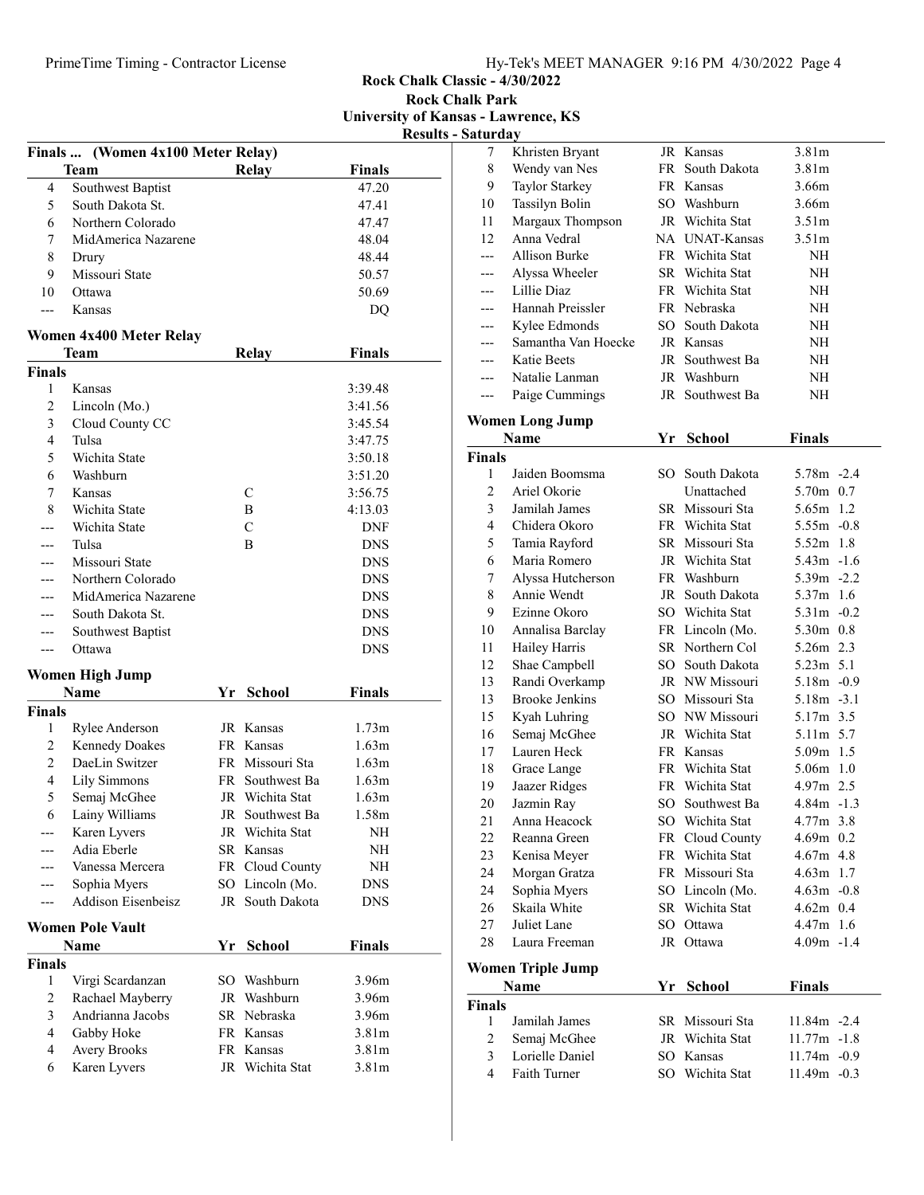# Rock Chalk Classic - 4/30/2022

## Rock Chalk Park

### University of Kansas - Lawrence, KS

### Results - Saturday

**Finals ... (Women 4x100 Meter Relay)**

| | Team | Relay | Finals |
|---|---|---|---|
| 4 | Southwest Baptist | | 47.20 |
| 5 | South Dakota St. | | 47.41 |
| 6 | Northern Colorado | | 47.47 |
| 7 | MidAmerica Nazarene | | 48.04 |
| 8 | Drury | | 48.44 |
| 9 | Missouri State | | 50.57 |
| 10 | Ottawa | | 50.69 |
| --- | Kansas | | DQ |

**Women 4x400 Meter Relay**

| | Team | Relay | Finals |
|---|---|---|---|
| **Finals** | | | |
| 1 | Kansas | | 3:39.48 |
| 2 | Lincoln (Mo.) | | 3:41.56 |
| 3 | Cloud County CC | | 3:45.54 |
| 4 | Tulsa | | 3:47.75 |
| 5 | Wichita State | | 3:50.18 |
| 6 | Washburn | | 3:51.20 |
| 7 | Kansas | C | 3:56.75 |
| 8 | Wichita State | B | 4:13.03 |
| --- | Wichita State | C | DNF |
| --- | Tulsa | B | DNS |
| --- | Missouri State | | DNS |
| --- | Northern Colorado | | DNS |
| --- | MidAmerica Nazarene | | DNS |
| --- | South Dakota St. | | DNS |
| --- | Southwest Baptist | | DNS |
| --- | Ottawa | | DNS |

**Women High Jump**

| | Name | Yr | School | Finals |
|---|---|---|---|---|
| **Finals** | | | | |
| 1 | Rylee Anderson | JR | Kansas | 1.73m |
| 2 | Kennedy Doakes | FR | Kansas | 1.63m |
| 2 | DaeLin Switzer | FR | Missouri Sta | 1.63m |
| 4 | Lily Simmons | FR | Southwest Ba | 1.63m |
| 5 | Semaj McGhee | JR | Wichita Stat | 1.63m |
| 6 | Lainy Williams | JR | Southwest Ba | 1.58m |
| --- | Karen Lyvers | JR | Wichita Stat | NH |
| --- | Adia Eberle | SR | Kansas | NH |
| --- | Vanessa Mercera | FR | Cloud County | NH |
| --- | Sophia Myers | SO | Lincoln (Mo. | DNS |
| --- | Addison Eisenbeisz | JR | South Dakota | DNS |

**Women Pole Vault**

| | Name | Yr | School | Finals |
|---|---|---|---|---|
| **Finals** | | | | |
| 1 | Virgi Scardanzan | SO | Washburn | 3.96m |
| 2 | Rachael Mayberry | JR | Washburn | 3.96m |
| 3 | Andrianna Jacobs | SR | Nebraska | 3.96m |
| 4 | Gabby Hoke | FR | Kansas | 3.81m |
| 4 | Avery Brooks | FR | Kansas | 3.81m |
| 6 | Karen Lyvers | JR | Wichita Stat | 3.81m |
| 7 | Khristen Bryant | JR | Kansas | 3.81m |
| 8 | Wendy van Nes | FR | South Dakota | 3.81m |
| 9 | Taylor Starkey | FR | Kansas | 3.66m |
| 10 | Tassilyn Bolin | SO | Washburn | 3.66m |
| 11 | Margaux Thompson | JR | Wichita Stat | 3.51m |
| 12 | Anna Vedral | NA | UNAT-Kansas | 3.51m |
| --- | Allison Burke | FR | Wichita Stat | NH |
| --- | Alyssa Wheeler | SR | Wichita Stat | NH |
| --- | Lillie Diaz | FR | Wichita Stat | NH |
| --- | Hannah Preissler | FR | Nebraska | NH |
| --- | Kylee Edmonds | SO | South Dakota | NH |
| --- | Samantha Van Hoecke | JR | Kansas | NH |
| --- | Katie Beets | JR | Southwest Ba | NH |
| --- | Natalie Lanman | JR | Washburn | NH |
| --- | Paige Cummings | JR | Southwest Ba | NH |

**Women Long Jump**

| | Name | Yr | School | Finals | |
|---|---|---|---|---|---|
| **Finals** | | | | | |
| 1 | Jaiden Boomsma | SO | South Dakota | 5.78m | -2.4 |
| 2 | Ariel Okorie | | Unattached | 5.70m | 0.7 |
| 3 | Jamilah James | SR | Missouri Sta | 5.65m | 1.2 |
| 4 | Chidera Okoro | FR | Wichita Stat | 5.55m | -0.8 |
| 5 | Tamia Rayford | SR | Missouri Sta | 5.52m | 1.8 |
| 6 | Maria Romero | JR | Wichita Stat | 5.43m | -1.6 |
| 7 | Alyssa Hutcherson | FR | Washburn | 5.39m | -2.2 |
| 8 | Annie Wendt | JR | South Dakota | 5.37m | 1.6 |
| 9 | Ezinne Okoro | SO | Wichita Stat | 5.31m | -0.2 |
| 10 | Annalisa Barclay | FR | Lincoln (Mo. | 5.30m | 0.8 |
| 11 | Hailey Harris | SR | Northern Col | 5.26m | 2.3 |
| 12 | Shae Campbell | SO | South Dakota | 5.23m | 5.1 |
| 13 | Randi Overkamp | JR | NW Missouri | 5.18m | -0.9 |
| 13 | Brooke Jenkins | SO | Missouri Sta | 5.18m | -3.1 |
| 15 | Kyah Luhring | SO | NW Missouri | 5.17m | 3.5 |
| 16 | Semaj McGhee | JR | Wichita Stat | 5.11m | 5.7 |
| 17 | Lauren Heck | FR | Kansas | 5.09m | 1.5 |
| 18 | Grace Lange | FR | Wichita Stat | 5.06m | 1.0 |
| 19 | Jaazer Ridges | FR | Wichita Stat | 4.97m | 2.5 |
| 20 | Jazmin Ray | SO | Southwest Ba | 4.84m | -1.3 |
| 21 | Anna Heacock | SO | Wichita Stat | 4.77m | 3.8 |
| 22 | Reanna Green | FR | Cloud County | 4.69m | 0.2 |
| 23 | Kenisa Meyer | FR | Wichita Stat | 4.67m | 4.8 |
| 24 | Morgan Gratza | FR | Missouri Sta | 4.63m | 1.7 |
| 24 | Sophia Myers | SO | Lincoln (Mo. | 4.63m | -0.8 |
| 26 | Skaila White | SR | Wichita Stat | 4.62m | 0.4 |
| 27 | Juliet Lane | SO | Ottawa | 4.47m | 1.6 |
| 28 | Laura Freeman | JR | Ottawa | 4.09m | -1.4 |

**Women Triple Jump**

| | Name | Yr | School | Finals | |
|---|---|---|---|---|---|
| **Finals** | | | | | |
| 1 | Jamilah James | SR | Missouri Sta | 11.84m | -2.4 |
| 2 | Semaj McGhee | JR | Wichita Stat | 11.77m | -1.8 |
| 3 | Lorielle Daniel | SO | Kansas | 11.74m | -0.9 |
| 4 | Faith Turner | SO | Wichita Stat | 11.49m | -0.3 |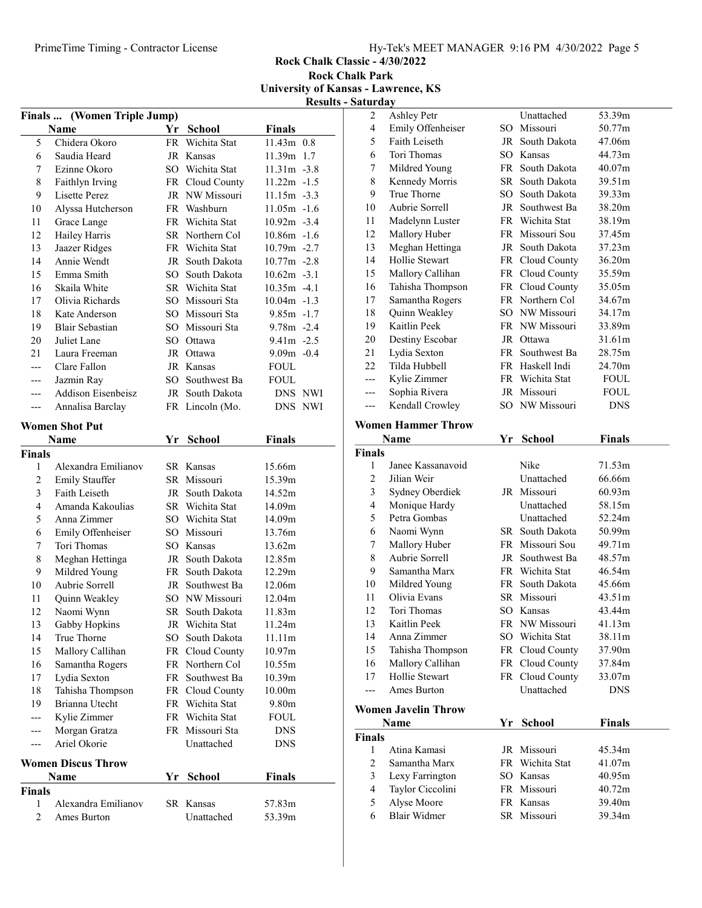Rock Chalk Classic - 4/30/2022
Rock Chalk Park
University of Kansas - Lawrence, KS
Results - Saturday

## Finals ... (Women Triple Jump)

| | Name | Yr | School | Finals | |
|---|---|---|---|---|---|
| 5 | Chidera Okoro | FR | Wichita Stat | 11.43m | 0.8 |
| 6 | Saudia Heard | JR | Kansas | 11.39m | 1.7 |
| 7 | Ezinne Okoro | SO | Wichita Stat | 11.31m | -3.8 |
| 8 | Faithlyn Irving | FR | Cloud County | 11.22m | -1.5 |
| 9 | Lisette Perez | JR | NW Missouri | 11.15m | -3.3 |
| 10 | Alyssa Hutcherson | FR | Washburn | 11.05m | -1.6 |
| 11 | Grace Lange | FR | Wichita Stat | 10.92m | -3.4 |
| 12 | Hailey Harris | SR | Northern Col | 10.86m | -1.6 |
| 13 | Jaazer Ridges | FR | Wichita Stat | 10.79m | -2.7 |
| 14 | Annie Wendt | JR | South Dakota | 10.77m | -2.8 |
| 15 | Emma Smith | SO | South Dakota | 10.62m | -3.1 |
| 16 | Skaila White | SR | Wichita Stat | 10.35m | -4.1 |
| 17 | Olivia Richards | SO | Missouri Sta | 10.04m | -1.3 |
| 18 | Kate Anderson | SO | Missouri Sta | 9.85m | -1.7 |
| 19 | Blair Sebastian | SO | Missouri Sta | 9.78m | -2.4 |
| 20 | Juliet Lane | SO | Ottawa | 9.41m | -2.5 |
| 21 | Laura Freeman | JR | Ottawa | 9.09m | -0.4 |
| --- | Clare Fallon | JR | Kansas | FOUL | |
| --- | Jazmin Ray | SO | Southwest Ba | FOUL | |
| --- | Addison Eisenbeisz | JR | South Dakota | DNS | NWI |
| --- | Annalisa Barclay | FR | Lincoln (Mo. | DNS | NWI |

## Women Shot Put

| | Name | Yr | School | Finals |
|---|---|---|---|---|
| **Finals** | | | | |
| 1 | Alexandra Emilianov | SR | Kansas | 15.66m |
| 2 | Emily Stauffer | SR | Missouri | 15.39m |
| 3 | Faith Leiseth | JR | South Dakota | 14.52m |
| 4 | Amanda Kakoulias | SR | Wichita Stat | 14.09m |
| 5 | Anna Zimmer | SO | Wichita Stat | 14.09m |
| 6 | Emily Offenheiser | SO | Missouri | 13.76m |
| 7 | Tori Thomas | SO | Kansas | 13.62m |
| 8 | Meghan Hettinga | JR | South Dakota | 12.85m |
| 9 | Mildred Young | FR | South Dakota | 12.29m |
| 10 | Aubrie Sorrell | JR | Southwest Ba | 12.06m |
| 11 | Quinn Weakley | SO | NW Missouri | 12.04m |
| 12 | Naomi Wynn | SR | South Dakota | 11.83m |
| 13 | Gabby Hopkins | JR | Wichita Stat | 11.24m |
| 14 | True Thorne | SO | South Dakota | 11.11m |
| 15 | Mallory Callihan | FR | Cloud County | 10.97m |
| 16 | Samantha Rogers | FR | Northern Col | 10.55m |
| 17 | Lydia Sexton | FR | Southwest Ba | 10.39m |
| 18 | Tahisha Thompson | FR | Cloud County | 10.00m |
| 19 | Brianna Utecht | FR | Wichita Stat | 9.80m |
| --- | Kylie Zimmer | FR | Wichita Stat | FOUL |
| --- | Morgan Gratza | FR | Missouri Sta | DNS |
| --- | Ariel Okorie | | Unattached | DNS |

## Women Discus Throw

| | Name | Yr | School | Finals |
|---|---|---|---|---|
| **Finals** | | | | |
| 1 | Alexandra Emilianov | SR | Kansas | 57.83m |
| 2 | Ames Burton | | Unattached | 53.39m |
| 2 | Ashley Petr | | Unattached | 53.39m |
| 4 | Emily Offenheiser | SO | Missouri | 50.77m |
| 5 | Faith Leiseth | JR | South Dakota | 47.06m |
| 6 | Tori Thomas | SO | Kansas | 44.73m |
| 7 | Mildred Young | FR | South Dakota | 40.07m |
| 8 | Kennedy Morris | SR | South Dakota | 39.51m |
| 9 | True Thorne | SO | South Dakota | 39.33m |
| 10 | Aubrie Sorrell | JR | Southwest Ba | 38.20m |
| 11 | Madelynn Luster | FR | Wichita Stat | 38.19m |
| 12 | Mallory Huber | FR | Missouri Sou | 37.45m |
| 13 | Meghan Hettinga | JR | South Dakota | 37.23m |
| 14 | Hollie Stewart | FR | Cloud County | 36.20m |
| 15 | Mallory Callihan | FR | Cloud County | 35.59m |
| 16 | Tahisha Thompson | FR | Cloud County | 35.05m |
| 17 | Samantha Rogers | FR | Northern Col | 34.67m |
| 18 | Quinn Weakley | SO | NW Missouri | 34.17m |
| 19 | Kaitlin Peek | FR | NW Missouri | 33.89m |
| 20 | Destiny Escobar | JR | Ottawa | 31.61m |
| 21 | Lydia Sexton | FR | Southwest Ba | 28.75m |
| 22 | Tilda Hubbell | FR | Haskell Indi | 24.70m |
| --- | Kylie Zimmer | FR | Wichita Stat | FOUL |
| --- | Sophia Rivera | JR | Missouri | FOUL |
| --- | Kendall Crowley | SO | NW Missouri | DNS |

## Women Hammer Throw

| | Name | Yr | School | Finals |
|---|---|---|---|---|
| **Finals** | | | | |
| 1 | Janee Kassanavoid | | Nike | 71.53m |
| 2 | Jilian Weir | | Unattached | 66.66m |
| 3 | Sydney Oberdiek | JR | Missouri | 60.93m |
| 4 | Monique Hardy | | Unattached | 58.15m |
| 5 | Petra Gombas | | Unattached | 52.24m |
| 6 | Naomi Wynn | SR | South Dakota | 50.99m |
| 7 | Mallory Huber | FR | Missouri Sou | 49.71m |
| 8 | Aubrie Sorrell | JR | Southwest Ba | 48.57m |
| 9 | Samantha Marx | FR | Wichita Stat | 46.54m |
| 10 | Mildred Young | FR | South Dakota | 45.66m |
| 11 | Olivia Evans | SR | Missouri | 43.51m |
| 12 | Tori Thomas | SO | Kansas | 43.44m |
| 13 | Kaitlin Peek | FR | NW Missouri | 41.13m |
| 14 | Anna Zimmer | SO | Wichita Stat | 38.11m |
| 15 | Tahisha Thompson | FR | Cloud County | 37.90m |
| 16 | Mallory Callihan | FR | Cloud County | 37.84m |
| 17 | Hollie Stewart | FR | Cloud County | 33.07m |
| --- | Ames Burton | | Unattached | DNS |

## Women Javelin Throw

| | Name | Yr | School | Finals |
|---|---|---|---|---|
| **Finals** | | | | |
| 1 | Atina Kamasi | JR | Missouri | 45.34m |
| 2 | Samantha Marx | FR | Wichita Stat | 41.07m |
| 3 | Lexy Farrington | SO | Kansas | 40.95m |
| 4 | Taylor Ciccolini | FR | Missouri | 40.72m |
| 5 | Alyse Moore | FR | Kansas | 39.40m |
| 6 | Blair Widmer | SR | Missouri | 39.34m |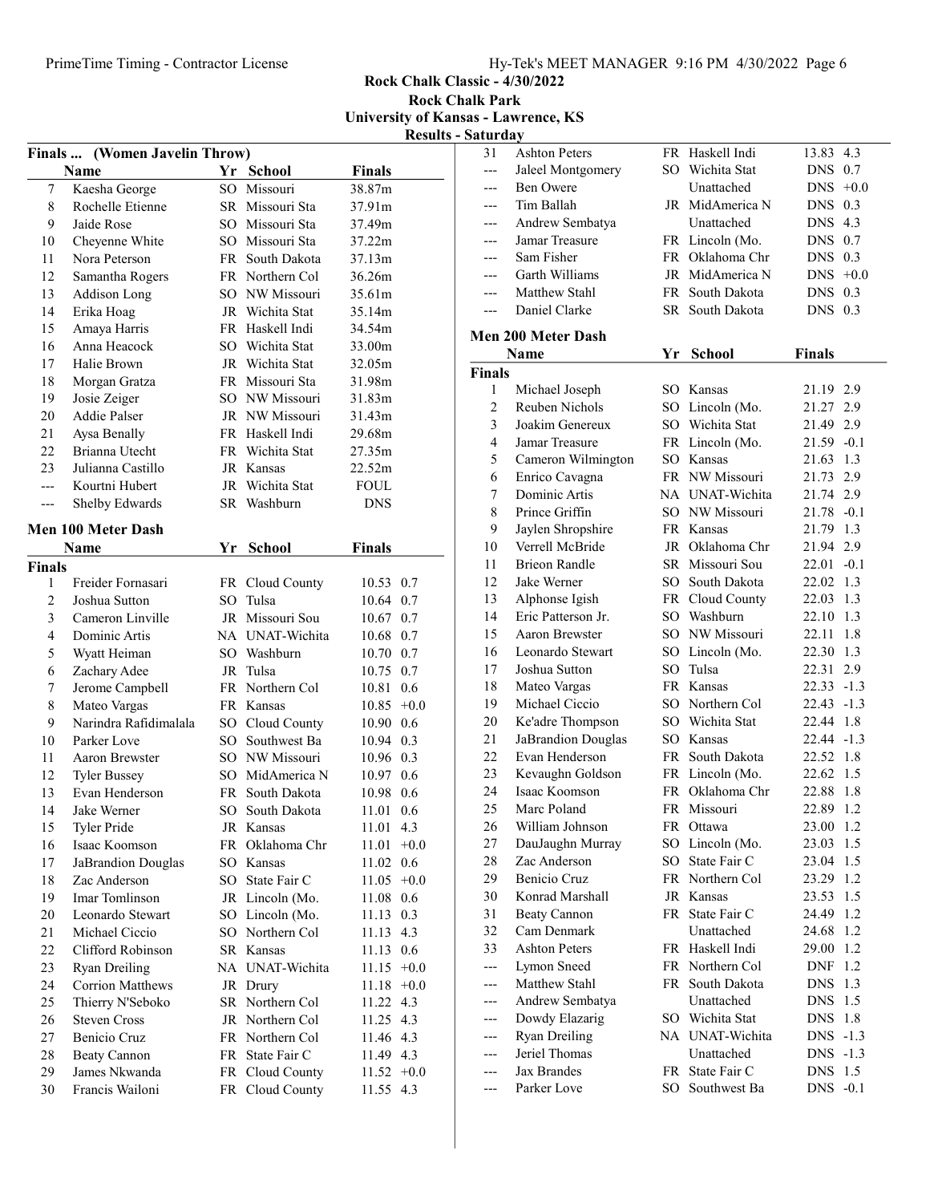## Rock Chalk Classic - 4/30/2022

**Rock Chalk Park**

**University of Kansas - Lawrence, KS**

**Results - Saturday**

### Finals ... (Women Javelin Throw)

| | Name | Yr | School | Finals |
|---|---|---|---|---|
| 7 | Kaesha George | SO | Missouri | 38.87m |
| 8 | Rochelle Etienne | SR | Missouri Sta | 37.91m |
| 9 | Jaide Rose | SO | Missouri Sta | 37.49m |
| 10 | Cheyenne White | SO | Missouri Sta | 37.22m |
| 11 | Nora Peterson | FR | South Dakota | 37.13m |
| 12 | Samantha Rogers | FR | Northern Col | 36.26m |
| 13 | Addison Long | SO | NW Missouri | 35.61m |
| 14 | Erika Hoag | JR | Wichita Stat | 35.14m |
| 15 | Amaya Harris | FR | Haskell Indi | 34.54m |
| 16 | Anna Heacock | SO | Wichita Stat | 33.00m |
| 17 | Halie Brown | JR | Wichita Stat | 32.05m |
| 18 | Morgan Gratza | FR | Missouri Sta | 31.98m |
| 19 | Josie Zeiger | SO | NW Missouri | 31.83m |
| 20 | Addie Palser | JR | NW Missouri | 31.43m |
| 21 | Aysa Benally | FR | Haskell Indi | 29.68m |
| 22 | Brianna Utecht | FR | Wichita Stat | 27.35m |
| 23 | Julianna Castillo | JR | Kansas | 22.52m |
| --- | Kourtni Hubert | JR | Wichita Stat | FOUL |
| --- | Shelby Edwards | SR | Washburn | DNS |

### Men 100 Meter Dash

| | Name | Yr | School | Finals | Wind |
|---|---|---|---|---|---|
| **Finals** | | | | | |
| 1 | Freider Fornasari | FR | Cloud County | 10.53 | 0.7 |
| 2 | Joshua Sutton | SO | Tulsa | 10.64 | 0.7 |
| 3 | Cameron Linville | JR | Missouri Sou | 10.67 | 0.7 |
| 4 | Dominic Artis | NA | UNAT-Wichita | 10.68 | 0.7 |
| 5 | Wyatt Heiman | SO | Washburn | 10.70 | 0.7 |
| 6 | Zachary Adee | JR | Tulsa | 10.75 | 0.7 |
| 7 | Jerome Campbell | FR | Northern Col | 10.81 | 0.6 |
| 8 | Mateo Vargas | FR | Kansas | 10.85 | +0.0 |
| 9 | Narindra Rafidimalala | SO | Cloud County | 10.90 | 0.6 |
| 10 | Parker Love | SO | Southwest Ba | 10.94 | 0.3 |
| 11 | Aaron Brewster | SO | NW Missouri | 10.96 | 0.3 |
| 12 | Tyler Bussey | SO | MidAmerica N | 10.97 | 0.6 |
| 13 | Evan Henderson | FR | South Dakota | 10.98 | 0.6 |
| 14 | Jake Werner | SO | South Dakota | 11.01 | 0.6 |
| 15 | Tyler Pride | JR | Kansas | 11.01 | 4.3 |
| 16 | Isaac Koomson | FR | Oklahoma Chr | 11.01 | +0.0 |
| 17 | JaBrandion Douglas | SO | Kansas | 11.02 | 0.6 |
| 18 | Zac Anderson | SO | State Fair C | 11.05 | +0.0 |
| 19 | Imar Tomlinson | JR | Lincoln (Mo. | 11.08 | 0.6 |
| 20 | Leonardo Stewart | SO | Lincoln (Mo. | 11.13 | 0.3 |
| 21 | Michael Ciccio | SO | Northern Col | 11.13 | 4.3 |
| 22 | Clifford Robinson | SR | Kansas | 11.13 | 0.6 |
| 23 | Ryan Dreiling | NA | UNAT-Wichita | 11.15 | +0.0 |
| 24 | Corrion Matthews | JR | Drury | 11.18 | +0.0 |
| 25 | Thierry N'Seboko | SR | Northern Col | 11.22 | 4.3 |
| 26 | Steven Cross | JR | Northern Col | 11.25 | 4.3 |
| 27 | Benicio Cruz | FR | Northern Col | 11.46 | 4.3 |
| 28 | Beaty Cannon | FR | State Fair C | 11.49 | 4.3 |
| 29 | James Nkwanda | FR | Cloud County | 11.52 | +0.0 |
| 30 | Francis Wailoni | FR | Cloud County | 11.55 | 4.3 |
| 31 | Ashton Peters | FR | Haskell Indi | 13.83 | 4.3 |
| --- | Jaleel Montgomery | SO | Wichita Stat | DNS | 0.7 |
| --- | Ben Owere | | Unattached | DNS | +0.0 |
| --- | Tim Ballah | JR | MidAmerica N | DNS | 0.3 |
| --- | Andrew Sembatya | | Unattached | DNS | 4.3 |
| --- | Jamar Treasure | FR | Lincoln (Mo. | DNS | 0.7 |
| --- | Sam Fisher | FR | Oklahoma Chr | DNS | 0.3 |
| --- | Garth Williams | JR | MidAmerica N | DNS | +0.0 |
| --- | Matthew Stahl | FR | South Dakota | DNS | 0.3 |
| --- | Daniel Clarke | SR | South Dakota | DNS | 0.3 |

### Men 200 Meter Dash

| | Name | Yr | School | Finals | Wind |
|---|---|---|---|---|---|
| **Finals** | | | | | |
| 1 | Michael Joseph | SO | Kansas | 21.19 | 2.9 |
| 2 | Reuben Nichols | SO | Lincoln (Mo. | 21.27 | 2.9 |
| 3 | Joakim Genereux | SO | Wichita Stat | 21.49 | 2.9 |
| 4 | Jamar Treasure | FR | Lincoln (Mo. | 21.59 | -0.1 |
| 5 | Cameron Wilmington | SO | Kansas | 21.63 | 1.3 |
| 6 | Enrico Cavagna | FR | NW Missouri | 21.73 | 2.9 |
| 7 | Dominic Artis | NA | UNAT-Wichita | 21.74 | 2.9 |
| 8 | Prince Griffin | SO | NW Missouri | 21.78 | -0.1 |
| 9 | Jaylen Shropshire | FR | Kansas | 21.79 | 1.3 |
| 10 | Verrell McBride | JR | Oklahoma Chr | 21.94 | 2.9 |
| 11 | Brieon Randle | SR | Missouri Sou | 22.01 | -0.1 |
| 12 | Jake Werner | SO | South Dakota | 22.02 | 1.3 |
| 13 | Alphonse Igish | FR | Cloud County | 22.03 | 1.3 |
| 14 | Eric Patterson Jr. | SO | Washburn | 22.10 | 1.3 |
| 15 | Aaron Brewster | SO | NW Missouri | 22.11 | 1.8 |
| 16 | Leonardo Stewart | SO | Lincoln (Mo. | 22.30 | 1.3 |
| 17 | Joshua Sutton | SO | Tulsa | 22.31 | 2.9 |
| 18 | Mateo Vargas | FR | Kansas | 22.33 | -1.3 |
| 19 | Michael Ciccio | SO | Northern Col | 22.43 | -1.3 |
| 20 | Ke'adre Thompson | SO | Wichita Stat | 22.44 | 1.8 |
| 21 | JaBrandion Douglas | SO | Kansas | 22.44 | -1.3 |
| 22 | Evan Henderson | FR | South Dakota | 22.52 | 1.8 |
| 23 | Kevaughn Goldson | FR | Lincoln (Mo. | 22.62 | 1.5 |
| 24 | Isaac Koomson | FR | Oklahoma Chr | 22.88 | 1.8 |
| 25 | Marc Poland | FR | Missouri | 22.89 | 1.2 |
| 26 | William Johnson | FR | Ottawa | 23.00 | 1.2 |
| 27 | DauJaughn Murray | SO | Lincoln (Mo. | 23.03 | 1.5 |
| 28 | Zac Anderson | SO | State Fair C | 23.04 | 1.5 |
| 29 | Benicio Cruz | FR | Northern Col | 23.29 | 1.2 |
| 30 | Konrad Marshall | JR | Kansas | 23.53 | 1.5 |
| 31 | Beaty Cannon | FR | State Fair C | 24.49 | 1.2 |
| 32 | Cam Denmark | | Unattached | 24.68 | 1.2 |
| 33 | Ashton Peters | FR | Haskell Indi | 29.00 | 1.2 |
| --- | Lymon Sneed | FR | Northern Col | DNF | 1.2 |
| --- | Matthew Stahl | FR | South Dakota | DNS | 1.3 |
| --- | Andrew Sembatya | | Unattached | DNS | 1.5 |
| --- | Dowdy Elazarig | SO | Wichita Stat | DNS | 1.8 |
| --- | Ryan Dreiling | NA | UNAT-Wichita | DNS | -1.3 |
| --- | Jeriel Thomas | | Unattached | DNS | -1.3 |
| --- | Jax Brandes | FR | State Fair C | DNS | 1.5 |
| --- | Parker Love | SO | Southwest Ba | DNS | -0.1 |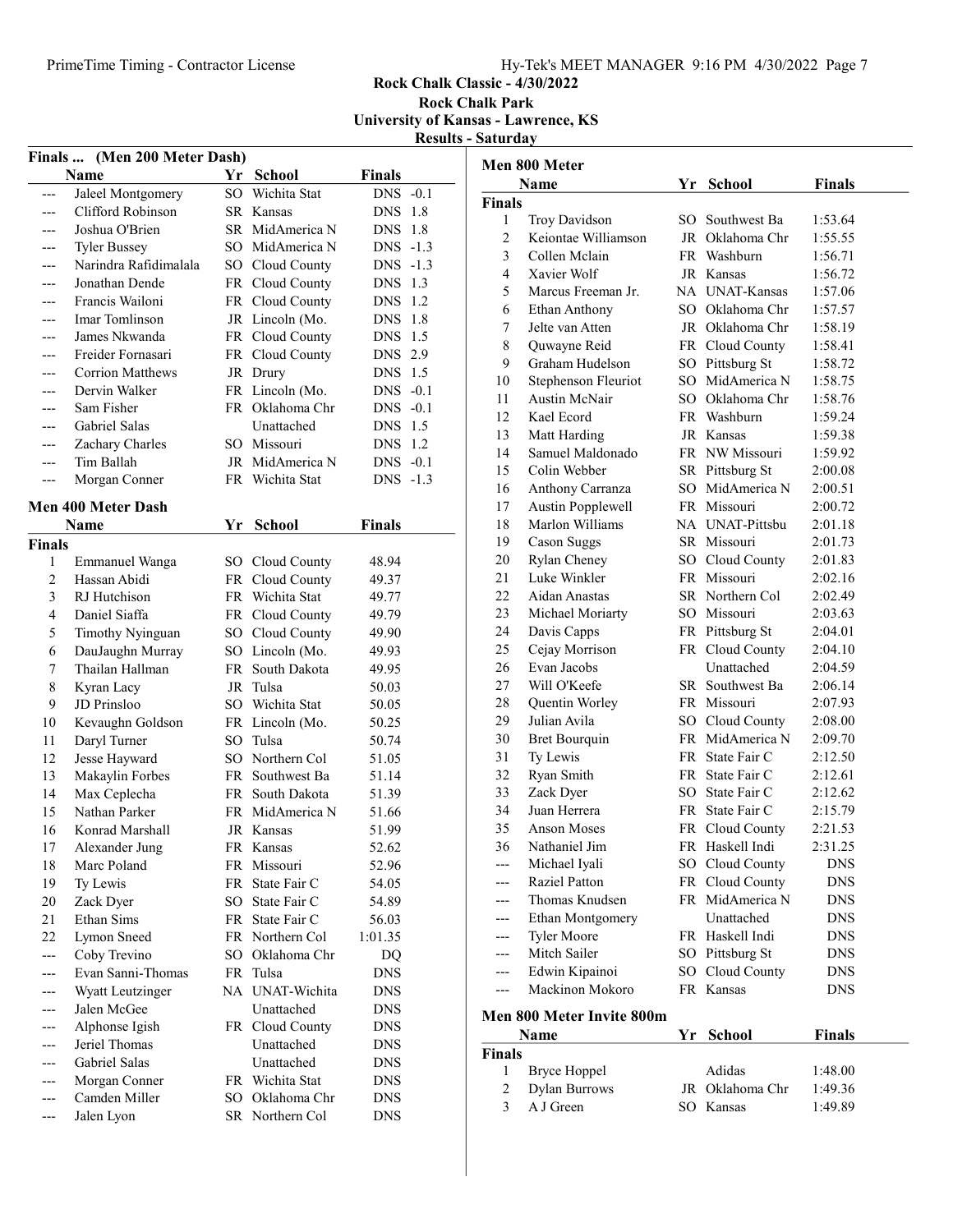# Rock Chalk Classic - 4/30/2022

## Rock Chalk Park
## University of Kansas - Lawrence, KS
## Results - Saturday

### Finals ... (Men 200 Meter Dash)

| | Name | Yr | School | Finals | |
|---|---|---|---|---|---|
| --- | Jaleel Montgomery | SO | Wichita Stat | DNS | -0.1 |
| --- | Clifford Robinson | SR | Kansas | DNS | 1.8 |
| --- | Joshua O'Brien | SR | MidAmerica N | DNS | 1.8 |
| --- | Tyler Bussey | SO | MidAmerica N | DNS | -1.3 |
| --- | Narindra Rafidimalala | SO | Cloud County | DNS | -1.3 |
| --- | Jonathan Dende | FR | Cloud County | DNS | 1.3 |
| --- | Francis Wailoni | FR | Cloud County | DNS | 1.2 |
| --- | Imar Tomlinson | JR | Lincoln (Mo. | DNS | 1.8 |
| --- | James Nkwanda | FR | Cloud County | DNS | 1.5 |
| --- | Freider Fornasari | FR | Cloud County | DNS | 2.9 |
| --- | Corrion Matthews | JR | Drury | DNS | 1.5 |
| --- | Dervin Walker | FR | Lincoln (Mo. | DNS | -0.1 |
| --- | Sam Fisher | FR | Oklahoma Chr | DNS | -0.1 |
| --- | Gabriel Salas | | Unattached | DNS | 1.5 |
| --- | Zachary Charles | SO | Missouri | DNS | 1.2 |
| --- | Tim Ballah | JR | MidAmerica N | DNS | -0.1 |
| --- | Morgan Conner | FR | Wichita Stat | DNS | -1.3 |

### Men 400 Meter Dash

| | Name | Yr | School | Finals |
|---|---|---|---|---|
| **Finals** | | | | |
| 1 | Emmanuel Wanga | SO | Cloud County | 48.94 |
| 2 | Hassan Abidi | FR | Cloud County | 49.37 |
| 3 | RJ Hutchison | FR | Wichita Stat | 49.77 |
| 4 | Daniel Siaffa | FR | Cloud County | 49.79 |
| 5 | Timothy Nyinguan | SO | Cloud County | 49.90 |
| 6 | DauJaughn Murray | SO | Lincoln (Mo. | 49.93 |
| 7 | Thailan Hallman | FR | South Dakota | 49.95 |
| 8 | Kyran Lacy | JR | Tulsa | 50.03 |
| 9 | JD Prinsloo | SO | Wichita Stat | 50.05 |
| 10 | Kevaughn Goldson | FR | Lincoln (Mo. | 50.25 |
| 11 | Daryl Turner | SO | Tulsa | 50.74 |
| 12 | Jesse Hayward | SO | Northern Col | 51.05 |
| 13 | Makaylin Forbes | FR | Southwest Ba | 51.14 |
| 14 | Max Ceplecha | FR | South Dakota | 51.39 |
| 15 | Nathan Parker | FR | MidAmerica N | 51.66 |
| 16 | Konrad Marshall | JR | Kansas | 51.99 |
| 17 | Alexander Jung | FR | Kansas | 52.62 |
| 18 | Marc Poland | FR | Missouri | 52.96 |
| 19 | Ty Lewis | FR | State Fair C | 54.05 |
| 20 | Zack Dyer | SO | State Fair C | 54.89 |
| 21 | Ethan Sims | FR | State Fair C | 56.03 |
| 22 | Lymon Sneed | FR | Northern Col | 1:01.35 |
| --- | Coby Trevino | SO | Oklahoma Chr | DQ |
| --- | Evan Sanni-Thomas | FR | Tulsa | DNS |
| --- | Wyatt Leutzinger | NA | UNAT-Wichita | DNS |
| --- | Jalen McGee | | Unattached | DNS |
| --- | Alphonse Igish | FR | Cloud County | DNS |
| --- | Jeriel Thomas | | Unattached | DNS |
| --- | Gabriel Salas | | Unattached | DNS |
| --- | Morgan Conner | FR | Wichita Stat | DNS |
| --- | Camden Miller | SO | Oklahoma Chr | DNS |
| --- | Jalen Lyon | SR | Northern Col | DNS |

### Men 800 Meter

| | Name | Yr | School | Finals |
|---|---|---|---|---|
| **Finals** | | | | |
| 1 | Troy Davidson | SO | Southwest Ba | 1:53.64 |
| 2 | Keiontae Williamson | JR | Oklahoma Chr | 1:55.55 |
| 3 | Collen Mclain | FR | Washburn | 1:56.71 |
| 4 | Xavier Wolf | JR | Kansas | 1:56.72 |
| 5 | Marcus Freeman Jr. | NA | UNAT-Kansas | 1:57.06 |
| 6 | Ethan Anthony | SO | Oklahoma Chr | 1:57.57 |
| 7 | Jelte van Atten | JR | Oklahoma Chr | 1:58.19 |
| 8 | Quwayne Reid | FR | Cloud County | 1:58.41 |
| 9 | Graham Hudelson | SO | Pittsburg St | 1:58.72 |
| 10 | Stephenson Fleuriot | SO | MidAmerica N | 1:58.75 |
| 11 | Austin McNair | SO | Oklahoma Chr | 1:58.76 |
| 12 | Kael Ecord | FR | Washburn | 1:59.24 |
| 13 | Matt Harding | JR | Kansas | 1:59.38 |
| 14 | Samuel Maldonado | FR | NW Missouri | 1:59.92 |
| 15 | Colin Webber | SR | Pittsburg St | 2:00.08 |
| 16 | Anthony Carranza | SO | MidAmerica N | 2:00.51 |
| 17 | Austin Popplewell | FR | Missouri | 2:00.72 |
| 18 | Marlon Williams | NA | UNAT-Pittsbu | 2:01.18 |
| 19 | Cason Suggs | SR | Missouri | 2:01.73 |
| 20 | Rylan Cheney | SO | Cloud County | 2:01.83 |
| 21 | Luke Winkler | FR | Missouri | 2:02.16 |
| 22 | Aidan Anastas | SR | Northern Col | 2:02.49 |
| 23 | Michael Moriarty | SO | Missouri | 2:03.63 |
| 24 | Davis Capps | FR | Pittsburg St | 2:04.01 |
| 25 | Cejay Morrison | FR | Cloud County | 2:04.10 |
| 26 | Evan Jacobs | | Unattached | 2:04.59 |
| 27 | Will O'Keefe | SR | Southwest Ba | 2:06.14 |
| 28 | Quentin Worley | FR | Missouri | 2:07.93 |
| 29 | Julian Avila | SO | Cloud County | 2:08.00 |
| 30 | Bret Bourquin | FR | MidAmerica N | 2:09.70 |
| 31 | Ty Lewis | FR | State Fair C | 2:12.50 |
| 32 | Ryan Smith | FR | State Fair C | 2:12.61 |
| 33 | Zack Dyer | SO | State Fair C | 2:12.62 |
| 34 | Juan Herrera | FR | State Fair C | 2:15.79 |
| 35 | Anson Moses | FR | Cloud County | 2:21.53 |
| 36 | Nathaniel Jim | FR | Haskell Indi | 2:31.25 |
| --- | Michael Iyali | SO | Cloud County | DNS |
| --- | Raziel Patton | FR | Cloud County | DNS |
| --- | Thomas Knudsen | FR | MidAmerica N | DNS |
| --- | Ethan Montgomery | | Unattached | DNS |
| --- | Tyler Moore | FR | Haskell Indi | DNS |
| --- | Mitch Sailer | SO | Pittsburg St | DNS |
| --- | Edwin Kipainoi | SO | Cloud County | DNS |
| --- | Mackinon Mokoro | FR | Kansas | DNS |

### Men 800 Meter Invite 800m

| | Name | Yr | School | Finals |
|---|---|---|---|---|
| **Finals** | | | | |
| 1 | Bryce Hoppel | | Adidas | 1:48.00 |
| 2 | Dylan Burrows | JR | Oklahoma Chr | 1:49.36 |
| 3 | A J Green | SO | Kansas | 1:49.89 |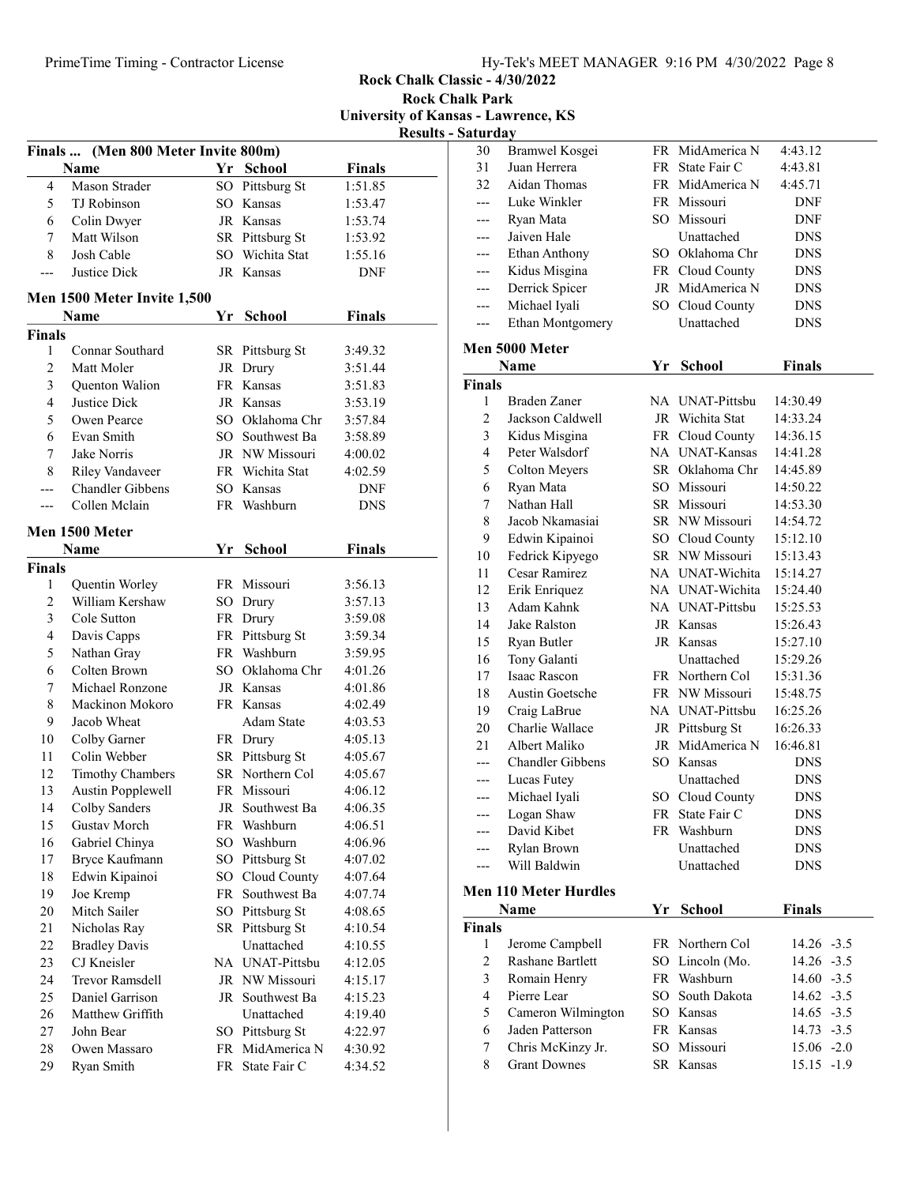Rock Chalk Classic - 4/30/2022

Rock Chalk Park

University of Kansas - Lawrence, KS

Results - Saturday

## Finals ... (Men 800 Meter Invite 800m)

| | Name | Yr | School | Finals |
|---|---|---|---|---|
| 4 | Mason Strader | SO | Pittsburg St | 1:51.85 |
| 5 | TJ Robinson | SO | Kansas | 1:53.47 |
| 6 | Colin Dwyer | JR | Kansas | 1:53.74 |
| 7 | Matt Wilson | SR | Pittsburg St | 1:53.92 |
| 8 | Josh Cable | SO | Wichita Stat | 1:55.16 |
| --- | Justice Dick | JR | Kansas | DNF |

## Men 1500 Meter Invite 1,500

| | Name | Yr | School | Finals |
|---|---|---|---|---|
| **Finals** | | | | |
| 1 | Connar Southard | SR | Pittsburg St | 3:49.32 |
| 2 | Matt Moler | JR | Drury | 3:51.44 |
| 3 | Quenton Walion | FR | Kansas | 3:51.83 |
| 4 | Justice Dick | JR | Kansas | 3:53.19 |
| 5 | Owen Pearce | SO | Oklahoma Chr | 3:57.84 |
| 6 | Evan Smith | SO | Southwest Ba | 3:58.89 |
| 7 | Jake Norris | JR | NW Missouri | 4:00.02 |
| 8 | Riley Vandaveer | FR | Wichita Stat | 4:02.59 |
| --- | Chandler Gibbens | SO | Kansas | DNF |
| --- | Collen Mclain | FR | Washburn | DNS |

## Men 1500 Meter

| | Name | Yr | School | Finals |
|---|---|---|---|---|
| **Finals** | | | | |
| 1 | Quentin Worley | FR | Missouri | 3:56.13 |
| 2 | William Kershaw | SO | Drury | 3:57.13 |
| 3 | Cole Sutton | FR | Drury | 3:59.08 |
| 4 | Davis Capps | FR | Pittsburg St | 3:59.34 |
| 5 | Nathan Gray | FR | Washburn | 3:59.95 |
| 6 | Colten Brown | SO | Oklahoma Chr | 4:01.26 |
| 7 | Michael Ronzone | JR | Kansas | 4:01.86 |
| 8 | Mackinon Mokoro | FR | Kansas | 4:02.49 |
| 9 | Jacob Wheat | | Adam State | 4:03.53 |
| 10 | Colby Garner | FR | Drury | 4:05.13 |
| 11 | Colin Webber | SR | Pittsburg St | 4:05.67 |
| 12 | Timothy Chambers | SR | Northern Col | 4:05.67 |
| 13 | Austin Popplewell | FR | Missouri | 4:06.12 |
| 14 | Colby Sanders | JR | Southwest Ba | 4:06.35 |
| 15 | Gustav Morch | FR | Washburn | 4:06.51 |
| 16 | Gabriel Chinya | SO | Washburn | 4:06.96 |
| 17 | Bryce Kaufmann | SO | Pittsburg St | 4:07.02 |
| 18 | Edwin Kipainoi | SO | Cloud County | 4:07.64 |
| 19 | Joe Kremp | FR | Southwest Ba | 4:07.74 |
| 20 | Mitch Sailer | SO | Pittsburg St | 4:08.65 |
| 21 | Nicholas Ray | SR | Pittsburg St | 4:10.54 |
| 22 | Bradley Davis | | Unattached | 4:10.55 |
| 23 | CJ Kneisler | NA | UNAT-Pittsbu | 4:12.05 |
| 24 | Trevor Ramsdell | JR | NW Missouri | 4:15.17 |
| 25 | Daniel Garrison | JR | Southwest Ba | 4:15.23 |
| 26 | Matthew Griffith | | Unattached | 4:19.40 |
| 27 | John Bear | SO | Pittsburg St | 4:22.97 |
| 28 | Owen Massaro | FR | MidAmerica N | 4:30.92 |
| 29 | Ryan Smith | FR | State Fair C | 4:34.52 |
| 30 | Bramwel Kosgei | FR | MidAmerica N | 4:43.12 |
| 31 | Juan Herrera | FR | State Fair C | 4:43.81 |
| 32 | Aidan Thomas | FR | MidAmerica N | 4:45.71 |
| --- | Luke Winkler | FR | Missouri | DNF |
| --- | Ryan Mata | SO | Missouri | DNF |
| --- | Jaiven Hale | | Unattached | DNS |
| --- | Ethan Anthony | SO | Oklahoma Chr | DNS |
| --- | Kidus Misgina | FR | Cloud County | DNS |
| --- | Derrick Spicer | JR | MidAmerica N | DNS |
| --- | Michael Iyali | SO | Cloud County | DNS |
| --- | Ethan Montgomery | | Unattached | DNS |

## Men 5000 Meter

| | Name | Yr | School | Finals |
|---|---|---|---|---|
| **Finals** | | | | |
| 1 | Braden Zaner | NA | UNAT-Pittsbu | 14:30.49 |
| 2 | Jackson Caldwell | JR | Wichita Stat | 14:33.24 |
| 3 | Kidus Misgina | FR | Cloud County | 14:36.15 |
| 4 | Peter Walsdorf | NA | UNAT-Kansas | 14:41.28 |
| 5 | Colton Meyers | SR | Oklahoma Chr | 14:45.89 |
| 6 | Ryan Mata | SO | Missouri | 14:50.22 |
| 7 | Nathan Hall | SR | Missouri | 14:53.30 |
| 8 | Jacob Nkamasiai | SR | NW Missouri | 14:54.72 |
| 9 | Edwin Kipainoi | SO | Cloud County | 15:12.10 |
| 10 | Fedrick Kipyego | SR | NW Missouri | 15:13.43 |
| 11 | Cesar Ramirez | NA | UNAT-Wichita | 15:14.27 |
| 12 | Erik Enriquez | NA | UNAT-Wichita | 15:24.40 |
| 13 | Adam Kahnk | NA | UNAT-Pittsbu | 15:25.53 |
| 14 | Jake Ralston | JR | Kansas | 15:26.43 |
| 15 | Ryan Butler | JR | Kansas | 15:27.10 |
| 16 | Tony Galanti | | Unattached | 15:29.26 |
| 17 | Isaac Rascon | FR | Northern Col | 15:31.36 |
| 18 | Austin Goetsche | FR | NW Missouri | 15:48.75 |
| 19 | Craig LaBrue | NA | UNAT-Pittsbu | 16:25.26 |
| 20 | Charlie Wallace | JR | Pittsburg St | 16:26.33 |
| 21 | Albert Maliko | JR | MidAmerica N | 16:46.81 |
| --- | Chandler Gibbens | SO | Kansas | DNS |
| --- | Lucas Futey | | Unattached | DNS |
| --- | Michael Iyali | SO | Cloud County | DNS |
| --- | Logan Shaw | FR | State Fair C | DNS |
| --- | David Kibet | FR | Washburn | DNS |
| --- | Rylan Brown | | Unattached | DNS |
| --- | Will Baldwin | | Unattached | DNS |

## Men 110 Meter Hurdles

| | Name | Yr | School | Finals | Wind |
|---|---|---|---|---|---|
| **Finals** | | | | | |
| 1 | Jerome Campbell | FR | Northern Col | 14.26 | -3.5 |
| 2 | Rashane Bartlett | SO | Lincoln (Mo. | 14.26 | -3.5 |
| 3 | Romain Henry | FR | Washburn | 14.60 | -3.5 |
| 4 | Pierre Lear | SO | South Dakota | 14.62 | -3.5 |
| 5 | Cameron Wilmington | SO | Kansas | 14.65 | -3.5 |
| 6 | Jaden Patterson | FR | Kansas | 14.73 | -3.5 |
| 7 | Chris McKinzy Jr. | SO | Missouri | 15.06 | -2.0 |
| 8 | Grant Downes | SR | Kansas | 15.15 | -1.9 |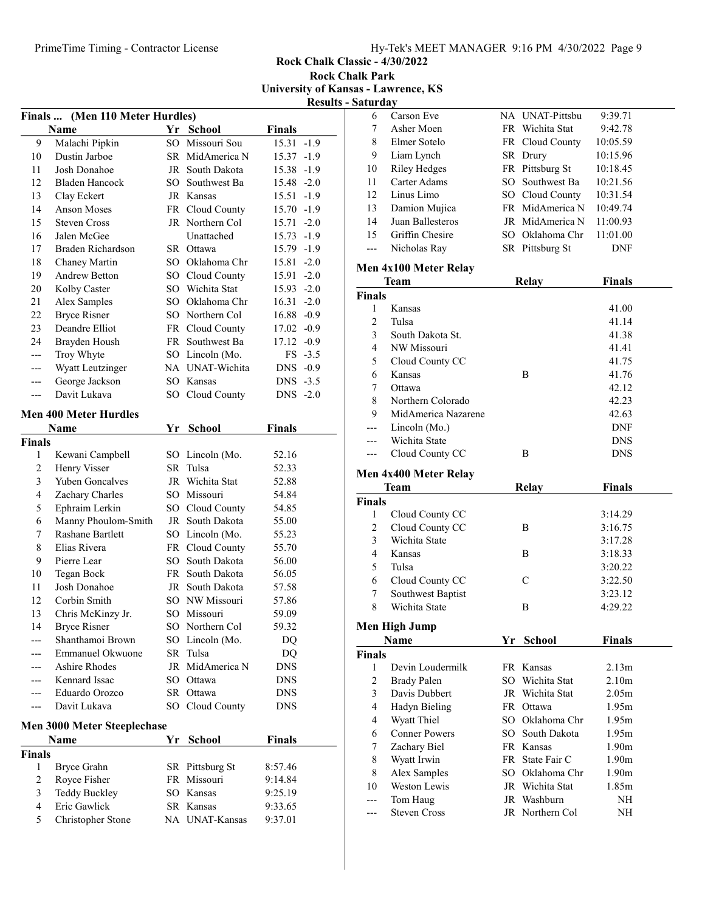Rock Chalk Classic - 4/30/2022

Rock Chalk Park

University of Kansas - Lawrence, KS

Results - Saturday

### Finals ... (Men 110 Meter Hurdles)

| | Name | Yr | School | Finals | |
|---|---|---|---|---|---|
| 9 | Malachi Pipkin | SO | Missouri Sou | 15.31 | -1.9 |
| 10 | Dustin Jarboe | SR | MidAmerica N | 15.37 | -1.9 |
| 11 | Josh Donahoe | JR | South Dakota | 15.38 | -1.9 |
| 12 | Bladen Hancock | SO | Southwest Ba | 15.48 | -2.0 |
| 13 | Clay Eckert | JR | Kansas | 15.51 | -1.9 |
| 14 | Anson Moses | FR | Cloud County | 15.70 | -1.9 |
| 15 | Steven Cross | JR | Northern Col | 15.71 | -2.0 |
| 16 | Jalen McGee | | Unattached | 15.73 | -1.9 |
| 17 | Braden Richardson | SR | Ottawa | 15.79 | -1.9 |
| 18 | Chaney Martin | SO | Oklahoma Chr | 15.81 | -2.0 |
| 19 | Andrew Betton | SO | Cloud County | 15.91 | -2.0 |
| 20 | Kolby Caster | SO | Wichita Stat | 15.93 | -2.0 |
| 21 | Alex Samples | SO | Oklahoma Chr | 16.31 | -2.0 |
| 22 | Bryce Risner | SO | Northern Col | 16.88 | -0.9 |
| 23 | Deandre Elliot | FR | Cloud County | 17.02 | -0.9 |
| 24 | Brayden Housh | FR | Southwest Ba | 17.12 | -0.9 |
| --- | Troy Whyte | SO | Lincoln (Mo. | FS | -3.5 |
| --- | Wyatt Leutzinger | NA | UNAT-Wichita | DNS | -0.9 |
| --- | George Jackson | SO | Kansas | DNS | -3.5 |
| --- | Davit Lukava | SO | Cloud County | DNS | -2.0 |

### Men 400 Meter Hurdles

| | Name | Yr | School | Finals |
|---|---|---|---|---|
| **Finals** | | | | |
| 1 | Kewani Campbell | SO | Lincoln (Mo. | 52.16 |
| 2 | Henry Visser | SR | Tulsa | 52.33 |
| 3 | Yuben Goncalves | JR | Wichita Stat | 52.88 |
| 4 | Zachary Charles | SO | Missouri | 54.84 |
| 5 | Ephraim Lerkin | SO | Cloud County | 54.85 |
| 6 | Manny Phoulom-Smith | JR | South Dakota | 55.00 |
| 7 | Rashane Bartlett | SO | Lincoln (Mo. | 55.23 |
| 8 | Elias Rivera | FR | Cloud County | 55.70 |
| 9 | Pierre Lear | SO | South Dakota | 56.00 |
| 10 | Tegan Bock | FR | South Dakota | 56.05 |
| 11 | Josh Donahoe | JR | South Dakota | 57.58 |
| 12 | Corbin Smith | SO | NW Missouri | 57.86 |
| 13 | Chris McKinzy Jr. | SO | Missouri | 59.09 |
| 14 | Bryce Risner | SO | Northern Col | 59.32 |
| --- | Shanthamoi Brown | SO | Lincoln (Mo. | DQ |
| --- | Emmanuel Okwuone | SR | Tulsa | DQ |
| --- | Ashire Rhodes | JR | MidAmerica N | DNS |
| --- | Kennard Issac | SO | Ottawa | DNS |
| --- | Eduardo Orozco | SR | Ottawa | DNS |
| --- | Davit Lukava | SO | Cloud County | DNS |

### Men 3000 Meter Steeplechase

| | Name | Yr | School | Finals |
|---|---|---|---|---|
| **Finals** | | | | |
| 1 | Bryce Grahn | SR | Pittsburg St | 8:57.46 |
| 2 | Royce Fisher | FR | Missouri | 9:14.84 |
| 3 | Teddy Buckley | SO | Kansas | 9:25.19 |
| 4 | Eric Gawlick | SR | Kansas | 9:33.65 |
| 5 | Christopher Stone | NA | UNAT-Kansas | 9:37.01 |
| 6 | Carson Eve | NA | UNAT-Pittsbu | 9:39.71 |
| 7 | Asher Moen | FR | Wichita Stat | 9:42.78 |
| 8 | Elmer Sotelo | FR | Cloud County | 10:05.59 |
| 9 | Liam Lynch | SR | Drury | 10:15.96 |
| 10 | Riley Hedges | FR | Pittsburg St | 10:18.45 |
| 11 | Carter Adams | SO | Southwest Ba | 10:21.56 |
| 12 | Linus Limo | SO | Cloud County | 10:31.54 |
| 13 | Damion Mujica | FR | MidAmerica N | 10:49.74 |
| 14 | Juan Ballesteros | JR | MidAmerica N | 11:00.93 |
| 15 | Griffin Chesire | SO | Oklahoma Chr | 11:01.00 |
| --- | Nicholas Ray | SR | Pittsburg St | DNF |

### Men 4x100 Meter Relay

| | Team | Relay | Finals |
|---|---|---|---|
| **Finals** | | | |
| 1 | Kansas | | 41.00 |
| 2 | Tulsa | | 41.14 |
| 3 | South Dakota St. | | 41.38 |
| 4 | NW Missouri | | 41.41 |
| 5 | Cloud County CC | | 41.75 |
| 6 | Kansas | B | 41.76 |
| 7 | Ottawa | | 42.12 |
| 8 | Northern Colorado | | 42.23 |
| 9 | MidAmerica Nazarene | | 42.63 |
| --- | Lincoln (Mo.) | | DNF |
| --- | Wichita State | | DNS |
| --- | Cloud County CC | B | DNS |

### Men 4x400 Meter Relay

| | Team | Relay | Finals |
|---|---|---|---|
| **Finals** | | | |
| 1 | Cloud County CC | | 3:14.29 |
| 2 | Cloud County CC | B | 3:16.75 |
| 3 | Wichita State | | 3:17.28 |
| 4 | Kansas | B | 3:18.33 |
| 5 | Tulsa | | 3:20.22 |
| 6 | Cloud County CC | C | 3:22.50 |
| 7 | Southwest Baptist | | 3:23.12 |
| 8 | Wichita State | B | 4:29.22 |

### Men High Jump

| | Name | Yr | School | Finals |
|---|---|---|---|---|
| **Finals** | | | | |
| 1 | Devin Loudermilk | FR | Kansas | 2.13m |
| 2 | Brady Palen | SO | Wichita Stat | 2.10m |
| 3 | Davis Dubbert | JR | Wichita Stat | 2.05m |
| 4 | Hadyn Bieling | FR | Ottawa | 1.95m |
| 4 | Wyatt Thiel | SO | Oklahoma Chr | 1.95m |
| 6 | Conner Powers | SO | South Dakota | 1.95m |
| 7 | Zachary Biel | FR | Kansas | 1.90m |
| 8 | Wyatt Irwin | FR | State Fair C | 1.90m |
| 8 | Alex Samples | SO | Oklahoma Chr | 1.90m |
| 10 | Weston Lewis | JR | Wichita Stat | 1.85m |
| --- | Tom Haug | JR | Washburn | NH |
| --- | Steven Cross | JR | Northern Col | NH |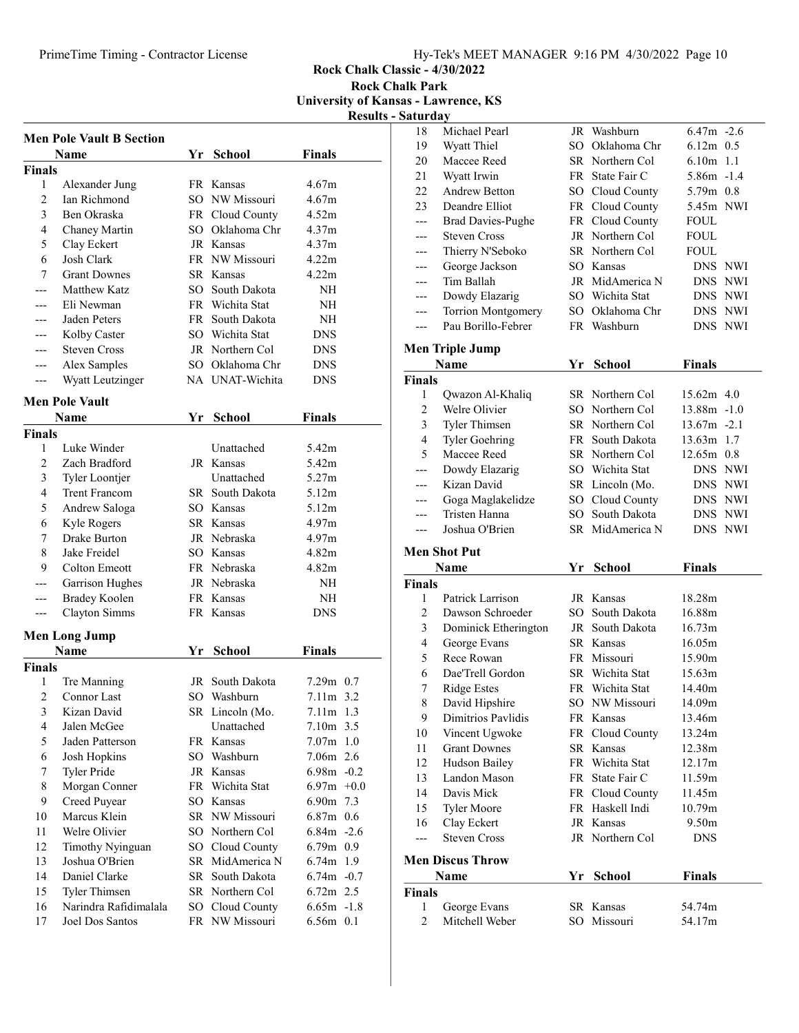# Rock Chalk Classic - 4/30/2022

**Rock Chalk Park**
**University of Kansas - Lawrence, KS**
**Results - Saturday**

## Men Pole Vault B Section

| | Name | Yr | School | Finals |
|---|---|---|---|---|
| **Finals** | | | | |
| 1 | Alexander Jung | FR | Kansas | 4.67m |
| 2 | Ian Richmond | SO | NW Missouri | 4.67m |
| 3 | Ben Okraska | FR | Cloud County | 4.52m |
| 4 | Chaney Martin | SO | Oklahoma Chr | 4.37m |
| 5 | Clay Eckert | JR | Kansas | 4.37m |
| 6 | Josh Clark | FR | NW Missouri | 4.22m |
| 7 | Grant Downes | SR | Kansas | 4.22m |
| --- | Matthew Katz | SO | South Dakota | NH |
| --- | Eli Newman | FR | Wichita Stat | NH |
| --- | Jaden Peters | FR | South Dakota | NH |
| --- | Kolby Caster | SO | Wichita Stat | DNS |
| --- | Steven Cross | JR | Northern Col | DNS |
| --- | Alex Samples | SO | Oklahoma Chr | DNS |
| --- | Wyatt Leutzinger | NA | UNAT-Wichita | DNS |

## Men Pole Vault

| | Name | Yr | School | Finals |
|---|---|---|---|---|
| **Finals** | | | | |
| 1 | Luke Winder | | Unattached | 5.42m |
| 2 | Zach Bradford | JR | Kansas | 5.42m |
| 3 | Tyler Loontjer | | Unattached | 5.27m |
| 4 | Trent Francom | SR | South Dakota | 5.12m |
| 5 | Andrew Saloga | SO | Kansas | 5.12m |
| 6 | Kyle Rogers | SR | Kansas | 4.97m |
| 7 | Drake Burton | JR | Nebraska | 4.97m |
| 8 | Jake Freidel | SO | Kansas | 4.82m |
| 9 | Colton Emeott | FR | Nebraska | 4.82m |
| --- | Garrison Hughes | JR | Nebraska | NH |
| --- | Bradey Koolen | FR | Kansas | NH |
| --- | Clayton Simms | FR | Kansas | DNS |

## Men Long Jump

| | Name | Yr | School | Finals | Wind |
|---|---|---|---|---|---|
| **Finals** | | | | | |
| 1 | Tre Manning | JR | South Dakota | 7.29m | 0.7 |
| 2 | Connor Last | SO | Washburn | 7.11m | 3.2 |
| 3 | Kizan David | SR | Lincoln (Mo. | 7.11m | 1.3 |
| 4 | Jalen McGee | | Unattached | 7.10m | 3.5 |
| 5 | Jaden Patterson | FR | Kansas | 7.07m | 1.0 |
| 6 | Josh Hopkins | SO | Washburn | 7.06m | 2.6 |
| 7 | Tyler Pride | JR | Kansas | 6.98m | -0.2 |
| 8 | Morgan Conner | FR | Wichita Stat | 6.97m | +0.0 |
| 9 | Creed Puyear | SO | Kansas | 6.90m | 7.3 |
| 10 | Marcus Klein | SR | NW Missouri | 6.87m | 0.6 |
| 11 | Welre Olivier | SO | Northern Col | 6.84m | -2.6 |
| 12 | Timothy Nyinguan | SO | Cloud County | 6.79m | 0.9 |
| 13 | Joshua O'Brien | SR | MidAmerica N | 6.74m | 1.9 |
| 14 | Daniel Clarke | SR | South Dakota | 6.74m | -0.7 |
| 15 | Tyler Thimsen | SR | Northern Col | 6.72m | 2.5 |
| 16 | Narindra Rafidimalala | SO | Cloud County | 6.65m | -1.8 |
| 17 | Joel Dos Santos | FR | NW Missouri | 6.56m | 0.1 |
| 18 | Michael Pearl | JR | Washburn | 6.47m | -2.6 |
| 19 | Wyatt Thiel | SO | Oklahoma Chr | 6.12m | 0.5 |
| 20 | Maccee Reed | SR | Northern Col | 6.10m | 1.1 |
| 21 | Wyatt Irwin | FR | State Fair C | 5.86m | -1.4 |
| 22 | Andrew Betton | SO | Cloud County | 5.79m | 0.8 |
| 23 | Deandre Elliot | FR | Cloud County | 5.45m | NWI |
| --- | Brad Davies-Pughe | FR | Cloud County | FOUL | |
| --- | Steven Cross | JR | Northern Col | FOUL | |
| --- | Thierry N'Seboko | SR | Northern Col | FOUL | |
| --- | George Jackson | SO | Kansas | DNS | NWI |
| --- | Tim Ballah | JR | MidAmerica N | DNS | NWI |
| --- | Dowdy Elazarig | SO | Wichita Stat | DNS | NWI |
| --- | Torrion Montgomery | SO | Oklahoma Chr | DNS | NWI |
| --- | Pau Borillo-Febrer | FR | Washburn | DNS | NWI |

## Men Triple Jump

| | Name | Yr | School | Finals | Wind |
|---|---|---|---|---|---|
| **Finals** | | | | | |
| 1 | Qwazon Al-Khaliq | SR | Northern Col | 15.62m | 4.0 |
| 2 | Welre Olivier | SO | Northern Col | 13.88m | -1.0 |
| 3 | Tyler Thimsen | SR | Northern Col | 13.67m | -2.1 |
| 4 | Tyler Goehring | FR | South Dakota | 13.63m | 1.7 |
| 5 | Maccee Reed | SR | Northern Col | 12.65m | 0.8 |
| --- | Dowdy Elazarig | SO | Wichita Stat | DNS | NWI |
| --- | Kizan David | SR | Lincoln (Mo. | DNS | NWI |
| --- | Goga Maglakelidze | SO | Cloud County | DNS | NWI |
| --- | Tristen Hanna | SO | South Dakota | DNS | NWI |
| --- | Joshua O'Brien | SR | MidAmerica N | DNS | NWI |

## Men Shot Put

| | Name | Yr | School | Finals |
|---|---|---|---|---|
| **Finals** | | | | |
| 1 | Patrick Larrison | JR | Kansas | 18.28m |
| 2 | Dawson Schroeder | SO | South Dakota | 16.88m |
| 3 | Dominick Etherington | JR | South Dakota | 16.73m |
| 4 | George Evans | SR | Kansas | 16.05m |
| 5 | Rece Rowan | FR | Missouri | 15.90m |
| 6 | Dae'Trell Gordon | SR | Wichita Stat | 15.63m |
| 7 | Ridge Estes | FR | Wichita Stat | 14.40m |
| 8 | David Hipshire | SO | NW Missouri | 14.09m |
| 9 | Dimitrios Pavlidis | FR | Kansas | 13.46m |
| 10 | Vincent Ugwoke | FR | Cloud County | 13.24m |
| 11 | Grant Downes | SR | Kansas | 12.38m |
| 12 | Hudson Bailey | FR | Wichita Stat | 12.17m |
| 13 | Landon Mason | FR | State Fair C | 11.59m |
| 14 | Davis Mick | FR | Cloud County | 11.45m |
| 15 | Tyler Moore | FR | Haskell Indi | 10.79m |
| 16 | Clay Eckert | JR | Kansas | 9.50m |
| --- | Steven Cross | JR | Northern Col | DNS |

## Men Discus Throw

| | Name | Yr | School | Finals |
|---|---|---|---|---|
| **Finals** | | | | |
| 1 | George Evans | SR | Kansas | 54.74m |
| 2 | Mitchell Weber | SO | Missouri | 54.17m |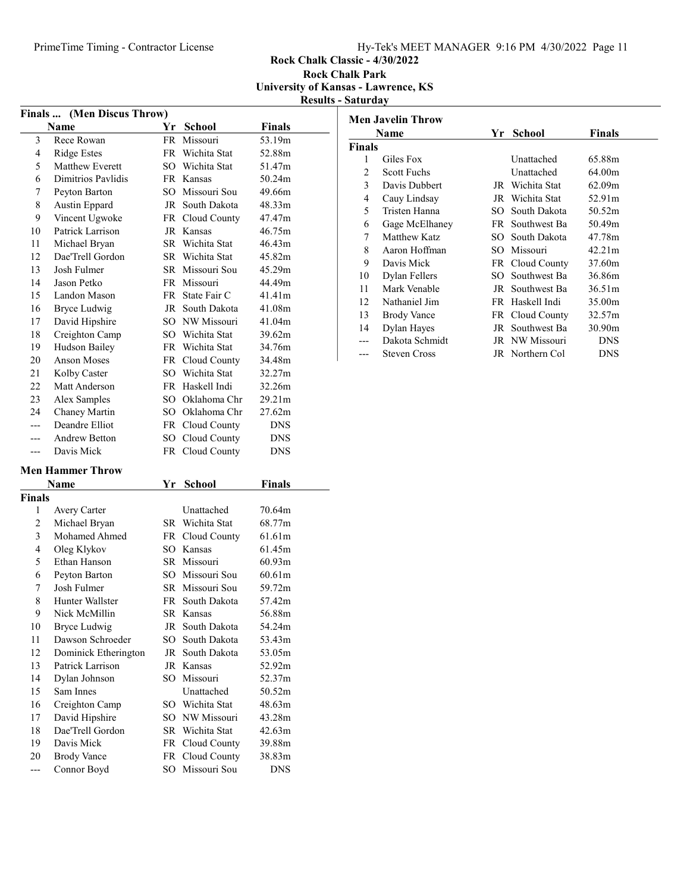# Rock Chalk Classic - 4/30/2022

## Rock Chalk Park

## University of Kansas - Lawrence, KS

## Results - Saturday

### Finals ... (Men Discus Throw)

| | Name | Yr | School | Finals |
|---|---|---|---|---|
| 3 | Rece Rowan | FR | Missouri | 53.19m |
| 4 | Ridge Estes | FR | Wichita Stat | 52.88m |
| 5 | Matthew Everett | SO | Wichita Stat | 51.47m |
| 6 | Dimitrios Pavlidis | FR | Kansas | 50.24m |
| 7 | Peyton Barton | SO | Missouri Sou | 49.66m |
| 8 | Austin Eppard | JR | South Dakota | 48.33m |
| 9 | Vincent Ugwoke | FR | Cloud County | 47.47m |
| 10 | Patrick Larrison | JR | Kansas | 46.75m |
| 11 | Michael Bryan | SR | Wichita Stat | 46.43m |
| 12 | Dae'Trell Gordon | SR | Wichita Stat | 45.82m |
| 13 | Josh Fulmer | SR | Missouri Sou | 45.29m |
| 14 | Jason Petko | FR | Missouri | 44.49m |
| 15 | Landon Mason | FR | State Fair C | 41.41m |
| 16 | Bryce Ludwig | JR | South Dakota | 41.08m |
| 17 | David Hipshire | SO | NW Missouri | 41.04m |
| 18 | Creighton Camp | SO | Wichita Stat | 39.62m |
| 19 | Hudson Bailey | FR | Wichita Stat | 34.76m |
| 20 | Anson Moses | FR | Cloud County | 34.48m |
| 21 | Kolby Caster | SO | Wichita Stat | 32.27m |
| 22 | Matt Anderson | FR | Haskell Indi | 32.26m |
| 23 | Alex Samples | SO | Oklahoma Chr | 29.21m |
| 24 | Chaney Martin | SO | Oklahoma Chr | 27.62m |
| --- | Deandre Elliot | FR | Cloud County | DNS |
| --- | Andrew Betton | SO | Cloud County | DNS |
| --- | Davis Mick | FR | Cloud County | DNS |

### Men Hammer Throw

**Finals**

| | Name | Yr | School | Finals |
|---|---|---|---|---|
| 1 | Avery Carter | | Unattached | 70.64m |
| 2 | Michael Bryan | SR | Wichita Stat | 68.77m |
| 3 | Mohamed Ahmed | FR | Cloud County | 61.61m |
| 4 | Oleg Klykov | SO | Kansas | 61.45m |
| 5 | Ethan Hanson | SR | Missouri | 60.93m |
| 6 | Peyton Barton | SO | Missouri Sou | 60.61m |
| 7 | Josh Fulmer | SR | Missouri Sou | 59.72m |
| 8 | Hunter Wallster | FR | South Dakota | 57.42m |
| 9 | Nick McMillin | SR | Kansas | 56.88m |
| 10 | Bryce Ludwig | JR | South Dakota | 54.24m |
| 11 | Dawson Schroeder | SO | South Dakota | 53.43m |
| 12 | Dominick Etherington | JR | South Dakota | 53.05m |
| 13 | Patrick Larrison | JR | Kansas | 52.92m |
| 14 | Dylan Johnson | SO | Missouri | 52.37m |
| 15 | Sam Innes | | Unattached | 50.52m |
| 16 | Creighton Camp | SO | Wichita Stat | 48.63m |
| 17 | David Hipshire | SO | NW Missouri | 43.28m |
| 18 | Dae'Trell Gordon | SR | Wichita Stat | 42.63m |
| 19 | Davis Mick | FR | Cloud County | 39.88m |
| 20 | Brody Vance | FR | Cloud County | 38.83m |
| --- | Connor Boyd | SO | Missouri Sou | DNS |

### Men Javelin Throw

**Finals**

| | Name | Yr | School | Finals |
|---|---|---|---|---|
| 1 | Giles Fox | | Unattached | 65.88m |
| 2 | Scott Fuchs | | Unattached | 64.00m |
| 3 | Davis Dubbert | JR | Wichita Stat | 62.09m |
| 4 | Cauy Lindsay | JR | Wichita Stat | 52.91m |
| 5 | Tristen Hanna | SO | South Dakota | 50.52m |
| 6 | Gage McElhaney | FR | Southwest Ba | 50.49m |
| 7 | Matthew Katz | SO | South Dakota | 47.78m |
| 8 | Aaron Hoffman | SO | Missouri | 42.21m |
| 9 | Davis Mick | FR | Cloud County | 37.60m |
| 10 | Dylan Fellers | SO | Southwest Ba | 36.86m |
| 11 | Mark Venable | JR | Southwest Ba | 36.51m |
| 12 | Nathaniel Jim | FR | Haskell Indi | 35.00m |
| 13 | Brody Vance | FR | Cloud County | 32.57m |
| 14 | Dylan Hayes | JR | Southwest Ba | 30.90m |
| --- | Dakota Schmidt | JR | NW Missouri | DNS |
| --- | Steven Cross | JR | Northern Col | DNS |